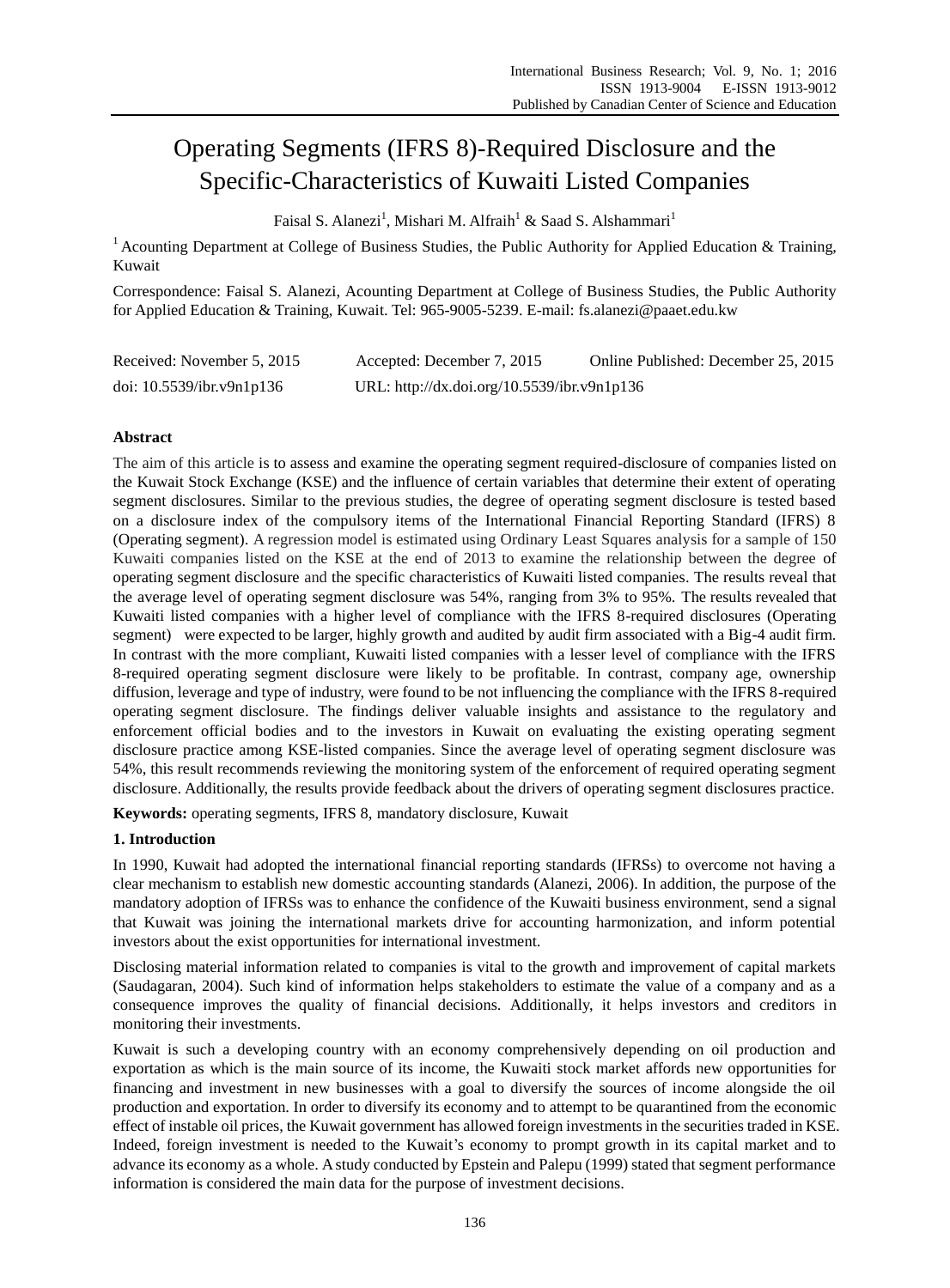# Operating Segments (IFRS 8)-Required Disclosure and the Specific-Characteristics of Kuwaiti Listed Companies

Faisal S. Alanezi[1], Mishari M. Alfraih[1] & Saad S. Alshammari[1]

[1] Acounting Department at College of Business Studies, the Public Authority for Applied Education & Training, Kuwait

Correspondence: Faisal S. Alanezi, Acounting Department at College of Business Studies, the Public Authority for Applied Education & Training, Kuwait. Tel: 965-9005-5239. E-mail: fs.alanezi@paaet.edu.kw

Received: November 5, 2015 Accepted: December 7, 2015 Online Published: December 25, 2015

doi: 10.5539/ibr.v9n1p136 URL: http://dx.doi.org/10.5539/ibr.v9n1p136

## Abstract

The aim of this article is to assess and examine the operating segment required-disclosure of companies listed on the Kuwait Stock Exchange (KSE) and the influence of certain variables that determine their extent of operating segment disclosures. Similar to the previous studies, the degree of operating segment disclosure is tested based on a disclosure index of the compulsory items of the International Financial Reporting Standard (IFRS) 8 (Operating segment). A regression model is estimated using Ordinary Least Squares analysis for a sample of 150 Kuwaiti companies listed on the KSE at the end of 2013 to examine the relationship between the degree of operating segment disclosure and the specific characteristics of Kuwaiti listed companies. The results reveal that the average level of operating segment disclosure was 54%, ranging from 3% to 95%. The results revealed that Kuwaiti listed companies with a higher level of compliance with the IFRS 8-required disclosures (Operating segment) were expected to be larger, highly growth and audited by audit firm associated with a Big-4 audit firm. In contrast with the more compliant, Kuwaiti listed companies with a lesser level of compliance with the IFRS 8-required operating segment disclosure were likely to be profitable. In contrast, company age, ownership diffusion, leverage and type of industry, were found to be not influencing the compliance with the IFRS 8-required operating segment disclosure. The findings deliver valuable insights and assistance to the regulatory and enforcement official bodies and to the investors in Kuwait on evaluating the existing operating segment disclosure practice among KSE-listed companies. Since the average level of operating segment disclosure was 54%, this result recommends reviewing the monitoring system of the enforcement of required operating segment disclosure. Additionally, the results provide feedback about the drivers of operating segment disclosures practice.

**Keywords:** operating segments, IFRS 8, mandatory disclosure, Kuwait

## 1. Introduction

In 1990, Kuwait had adopted the international financial reporting standards (IFRSs) to overcome not having a clear mechanism to establish new domestic accounting standards (Alanezi, 2006). In addition, the purpose of the mandatory adoption of IFRSs was to enhance the confidence of the Kuwaiti business environment, send a signal that Kuwait was joining the international markets drive for accounting harmonization, and inform potential investors about the exist opportunities for international investment.

Disclosing material information related to companies is vital to the growth and improvement of capital markets (Saudagaran, 2004). Such kind of information helps stakeholders to estimate the value of a company and as a consequence improves the quality of financial decisions. Additionally, it helps investors and creditors in monitoring their investments.

Kuwait is such a developing country with an economy comprehensively depending on oil production and exportation as which is the main source of its income, the Kuwaiti stock market affords new opportunities for financing and investment in new businesses with a goal to diversify the sources of income alongside the oil production and exportation. In order to diversify its economy and to attempt to be quarantined from the economic effect of instable oil prices, the Kuwait government has allowed foreign investments in the securities traded in KSE. Indeed, foreign investment is needed to the Kuwait's economy to prompt growth in its capital market and to advance its economy as a whole. A study conducted by Epstein and Palepu (1999) stated that segment performance information is considered the main data for the purpose of investment decisions.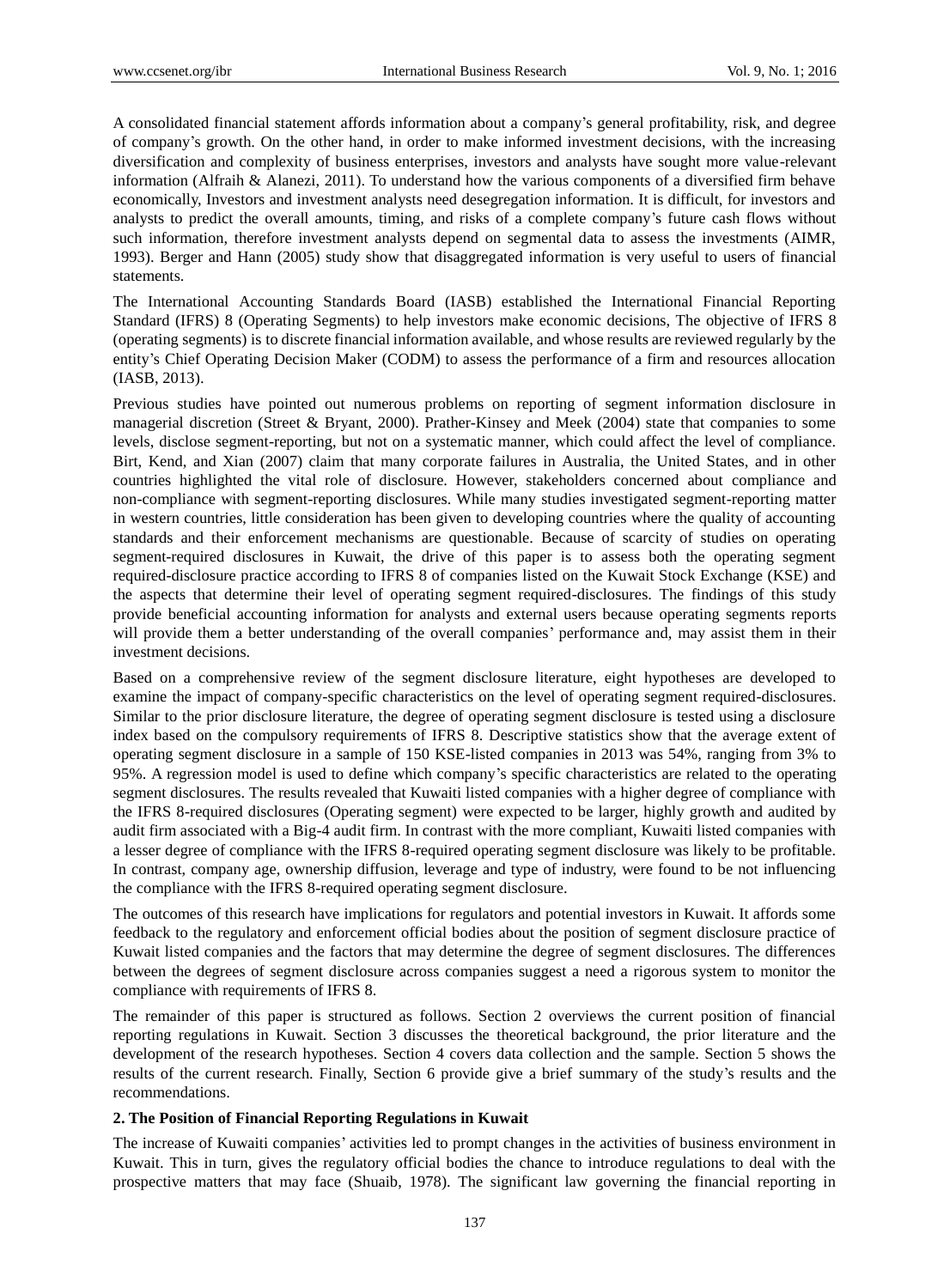A consolidated financial statement affords information about a company's general profitability, risk, and degree of company's growth. On the other hand, in order to make informed investment decisions, with the increasing diversification and complexity of business enterprises, investors and analysts have sought more value-relevant information (Alfraih & Alanezi, 2011). To understand how the various components of a diversified firm behave economically, Investors and investment analysts need desegregation information. It is difficult, for investors and analysts to predict the overall amounts, timing, and risks of a complete company's future cash flows without such information, therefore investment analysts depend on segmental data to assess the investments (AIMR, 1993). Berger and Hann (2005) study show that disaggregated information is very useful to users of financial statements.

The International Accounting Standards Board (IASB) established the International Financial Reporting Standard (IFRS) 8 (Operating Segments) to help investors make economic decisions, The objective of IFRS 8 (operating segments) is to discrete financial information available, and whose results are reviewed regularly by the entity's Chief Operating Decision Maker (CODM) to assess the performance of a firm and resources allocation (IASB, 2013).

Previous studies have pointed out numerous problems on reporting of segment information disclosure in managerial discretion (Street & Bryant, 2000). Prather-Kinsey and Meek (2004) state that companies to some levels, disclose segment-reporting, but not on a systematic manner, which could affect the level of compliance. Birt, Kend, and Xian (2007) claim that many corporate failures in Australia, the United States, and in other countries highlighted the vital role of disclosure. However, stakeholders concerned about compliance and non-compliance with segment-reporting disclosures. While many studies investigated segment-reporting matter in western countries, little consideration has been given to developing countries where the quality of accounting standards and their enforcement mechanisms are questionable. Because of scarcity of studies on operating segment-required disclosures in Kuwait, the drive of this paper is to assess both the operating segment required-disclosure practice according to IFRS 8 of companies listed on the Kuwait Stock Exchange (KSE) and the aspects that determine their level of operating segment required-disclosures. The findings of this study provide beneficial accounting information for analysts and external users because operating segments reports will provide them a better understanding of the overall companies' performance and, may assist them in their investment decisions.

Based on a comprehensive review of the segment disclosure literature, eight hypotheses are developed to examine the impact of company-specific characteristics on the level of operating segment required-disclosures. Similar to the prior disclosure literature, the degree of operating segment disclosure is tested using a disclosure index based on the compulsory requirements of IFRS 8. Descriptive statistics show that the average extent of operating segment disclosure in a sample of 150 KSE-listed companies in 2013 was 54%, ranging from 3% to 95%. A regression model is used to define which company's specific characteristics are related to the operating segment disclosures. The results revealed that Kuwaiti listed companies with a higher degree of compliance with the IFRS 8-required disclosures (Operating segment) were expected to be larger, highly growth and audited by audit firm associated with a Big-4 audit firm. In contrast with the more compliant, Kuwaiti listed companies with a lesser degree of compliance with the IFRS 8-required operating segment disclosure was likely to be profitable. In contrast, company age, ownership diffusion, leverage and type of industry, were found to be not influencing the compliance with the IFRS 8-required operating segment disclosure.

The outcomes of this research have implications for regulators and potential investors in Kuwait. It affords some feedback to the regulatory and enforcement official bodies about the position of segment disclosure practice of Kuwait listed companies and the factors that may determine the degree of segment disclosures. The differences between the degrees of segment disclosure across companies suggest a need a rigorous system to monitor the compliance with requirements of IFRS 8.

The remainder of this paper is structured as follows. Section 2 overviews the current position of financial reporting regulations in Kuwait. Section 3 discusses the theoretical background, the prior literature and the development of the research hypotheses. Section 4 covers data collection and the sample. Section 5 shows the results of the current research. Finally, Section 6 provide give a brief summary of the study's results and the recommendations.

## 2. The Position of Financial Reporting Regulations in Kuwait

The increase of Kuwaiti companies' activities led to prompt changes in the activities of business environment in Kuwait. This in turn, gives the regulatory official bodies the chance to introduce regulations to deal with the prospective matters that may face (Shuaib, 1978). The significant law governing the financial reporting in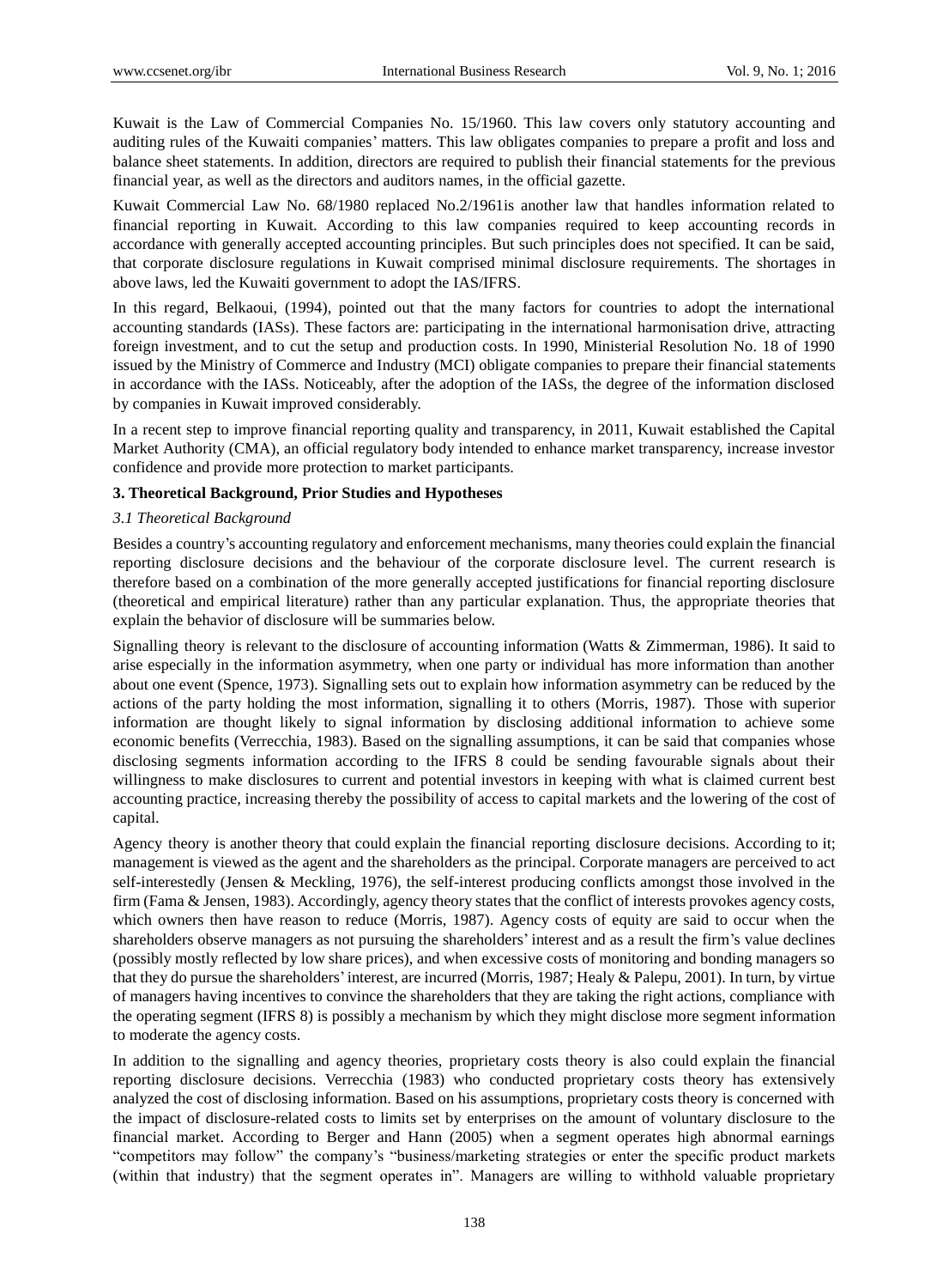Kuwait is the Law of Commercial Companies No. 15/1960. This law covers only statutory accounting and auditing rules of the Kuwaiti companies' matters. This law obligates companies to prepare a profit and loss and balance sheet statements. In addition, directors are required to publish their financial statements for the previous financial year, as well as the directors and auditors names, in the official gazette.

Kuwait Commercial Law No. 68/1980 replaced No.2/1961is another law that handles information related to financial reporting in Kuwait. According to this law companies required to keep accounting records in accordance with generally accepted accounting principles. But such principles does not specified. It can be said, that corporate disclosure regulations in Kuwait comprised minimal disclosure requirements. The shortages in above laws, led the Kuwaiti government to adopt the IAS/IFRS.

In this regard, Belkaoui, (1994), pointed out that the many factors for countries to adopt the international accounting standards (IASs). These factors are: participating in the international harmonisation drive, attracting foreign investment, and to cut the setup and production costs. In 1990, Ministerial Resolution No. 18 of 1990 issued by the Ministry of Commerce and Industry (MCI) obligate companies to prepare their financial statements in accordance with the IASs. Noticeably, after the adoption of the IASs, the degree of the information disclosed by companies in Kuwait improved considerably.

In a recent step to improve financial reporting quality and transparency, in 2011, Kuwait established the Capital Market Authority (CMA), an official regulatory body intended to enhance market transparency, increase investor confidence and provide more protection to market participants.

## 3. Theoretical Background, Prior Studies and Hypotheses

### *3.1 Theoretical Background*

Besides a country's accounting regulatory and enforcement mechanisms, many theories could explain the financial reporting disclosure decisions and the behaviour of the corporate disclosure level. The current research is therefore based on a combination of the more generally accepted justifications for financial reporting disclosure (theoretical and empirical literature) rather than any particular explanation. Thus, the appropriate theories that explain the behavior of disclosure will be summaries below.

Signalling theory is relevant to the disclosure of accounting information (Watts & Zimmerman, 1986). It said to arise especially in the information asymmetry, when one party or individual has more information than another about one event (Spence, 1973). Signalling sets out to explain how information asymmetry can be reduced by the actions of the party holding the most information, signalling it to others (Morris, 1987). Those with superior information are thought likely to signal information by disclosing additional information to achieve some economic benefits (Verrecchia, 1983). Based on the signalling assumptions, it can be said that companies whose disclosing segments information according to the IFRS 8 could be sending favourable signals about their willingness to make disclosures to current and potential investors in keeping with what is claimed current best accounting practice, increasing thereby the possibility of access to capital markets and the lowering of the cost of capital.

Agency theory is another theory that could explain the financial reporting disclosure decisions. According to it; management is viewed as the agent and the shareholders as the principal. Corporate managers are perceived to act self-interestedly (Jensen & Meckling, 1976), the self-interest producing conflicts amongst those involved in the firm (Fama & Jensen, 1983). Accordingly, agency theory states that the conflict of interests provokes agency costs, which owners then have reason to reduce (Morris, 1987). Agency costs of equity are said to occur when the shareholders observe managers as not pursuing the shareholders' interest and as a result the firm's value declines (possibly mostly reflected by low share prices), and when excessive costs of monitoring and bonding managers so that they do pursue the shareholders' interest, are incurred (Morris, 1987; Healy & Palepu, 2001). In turn, by virtue of managers having incentives to convince the shareholders that they are taking the right actions, compliance with the operating segment (IFRS 8) is possibly a mechanism by which they might disclose more segment information to moderate the agency costs.

In addition to the signalling and agency theories, proprietary costs theory is also could explain the financial reporting disclosure decisions. Verrecchia (1983) who conducted proprietary costs theory has extensively analyzed the cost of disclosing information. Based on his assumptions, proprietary costs theory is concerned with the impact of disclosure-related costs to limits set by enterprises on the amount of voluntary disclosure to the financial market. According to Berger and Hann (2005) when a segment operates high abnormal earnings "competitors may follow" the company's "business/marketing strategies or enter the specific product markets (within that industry) that the segment operates in". Managers are willing to withhold valuable proprietary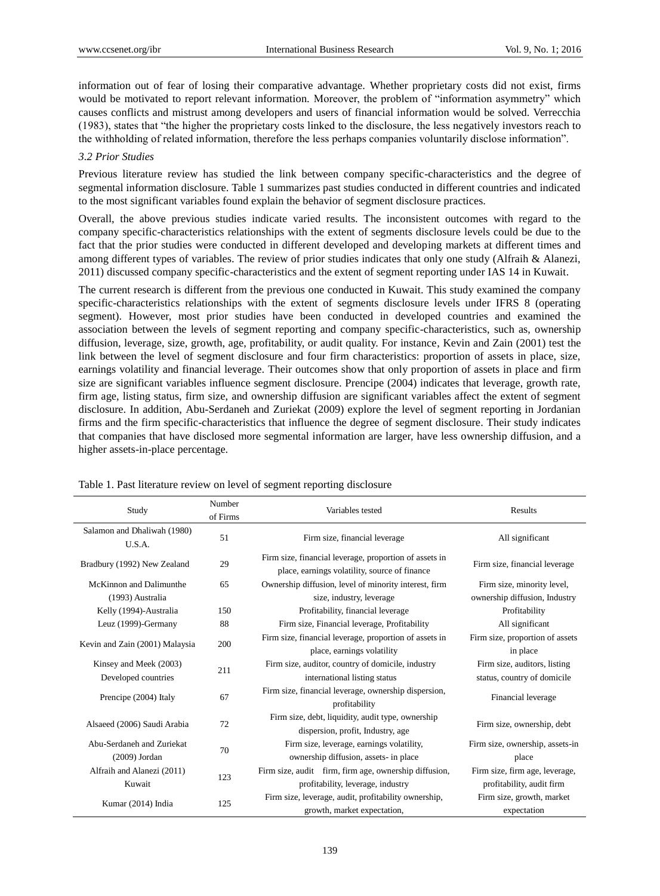information out of fear of losing their comparative advantage. Whether proprietary costs did not exist, firms would be motivated to report relevant information. Moreover, the problem of "information asymmetry" which causes conflicts and mistrust among developers and users of financial information would be solved. Verrecchia (1983), states that "the higher the proprietary costs linked to the disclosure, the less negatively investors reach to the withholding of related information, therefore the less perhaps companies voluntarily disclose information".

### *3.2 Prior Studies*

Previous literature review has studied the link between company specific-characteristics and the degree of segmental information disclosure. Table 1 summarizes past studies conducted in different countries and indicated to the most significant variables found explain the behavior of segment disclosure practices.

Overall, the above previous studies indicate varied results. The inconsistent outcomes with regard to the company specific-characteristics relationships with the extent of segments disclosure levels could be due to the fact that the prior studies were conducted in different developed and developing markets at different times and among different types of variables. The review of prior studies indicates that only one study (Alfraih & Alanezi, 2011) discussed company specific-characteristics and the extent of segment reporting under IAS 14 in Kuwait.

The current research is different from the previous one conducted in Kuwait. This study examined the company specific-characteristics relationships with the extent of segments disclosure levels under IFRS 8 (operating segment). However, most prior studies have been conducted in developed countries and examined the association between the levels of segment reporting and company specific-characteristics, such as, ownership diffusion, leverage, size, growth, age, profitability, or audit quality. For instance, Kevin and Zain (2001) test the link between the level of segment disclosure and four firm characteristics: proportion of assets in place, size, earnings volatility and financial leverage. Their outcomes show that only proportion of assets in place and firm size are significant variables influence segment disclosure. Prencipe (2004) indicates that leverage, growth rate, firm age, listing status, firm size, and ownership diffusion are significant variables affect the extent of segment disclosure. In addition, Abu-Serdaneh and Zuriekat (2009) explore the level of segment reporting in Jordanian firms and the firm specific-characteristics that influence the degree of segment disclosure. Their study indicates that companies that have disclosed more segmental information are larger, have less ownership diffusion, and a higher assets-in-place percentage.

Table 1. Past literature review on level of segment reporting disclosure

| Study | Number of Firms | Variables tested | Results |
|---|---|---|---|
| Salamon and Dhaliwah (1980) U.S.A. | 51 | Firm size, financial leverage | All significant |
| Bradbury (1992) New Zealand | 29 | Firm size, financial leverage, proportion of assets in place, earnings volatility, source of finance | Firm size, financial leverage |
| McKinnon and Dalimunthe (1993) Australia | 65 | Ownership diffusion, level of minority interest, firm size, industry, leverage | Firm size, minority level, ownership diffusion, Industry |
| Kelly (1994)-Australia | 150 | Profitability, financial leverage | Profitability |
| Leuz (1999)-Germany | 88 | Firm size, Financial leverage, Profitability | All significant |
| Kevin and Zain (2001) Malaysia | 200 | Firm size, financial leverage, proportion of assets in place, earnings volatility | Firm size, proportion of assets in place |
| Kinsey and Meek (2003) Developed countries | 211 | Firm size, auditor, country of domicile, industry international listing status | Firm size, auditors, listing status, country of domicile |
| Prencipe (2004) Italy | 67 | Firm size, financial leverage, ownership dispersion, profitability | Financial leverage |
| Alsaeed (2006) Saudi Arabia | 72 | Firm size, debt, liquidity, audit type, ownership dispersion, profit, Industry, age | Firm size, ownership, debt |
| Abu-Serdaneh and Zuriekat (2009) Jordan | 70 | Firm size, leverage, earnings volatility, ownership diffusion, assets- in place | Firm size, ownership, assets-in place |
| Alfraih and Alanezi (2011) Kuwait | 123 | Firm size, audit firm, firm age, ownership diffusion, profitability, leverage, industry | Firm size, firm age, leverage, profitability, audit firm |
| Kumar (2014) India | 125 | Firm size, leverage, audit, profitability ownership, growth, market expectation, | Firm size, growth, market expectation |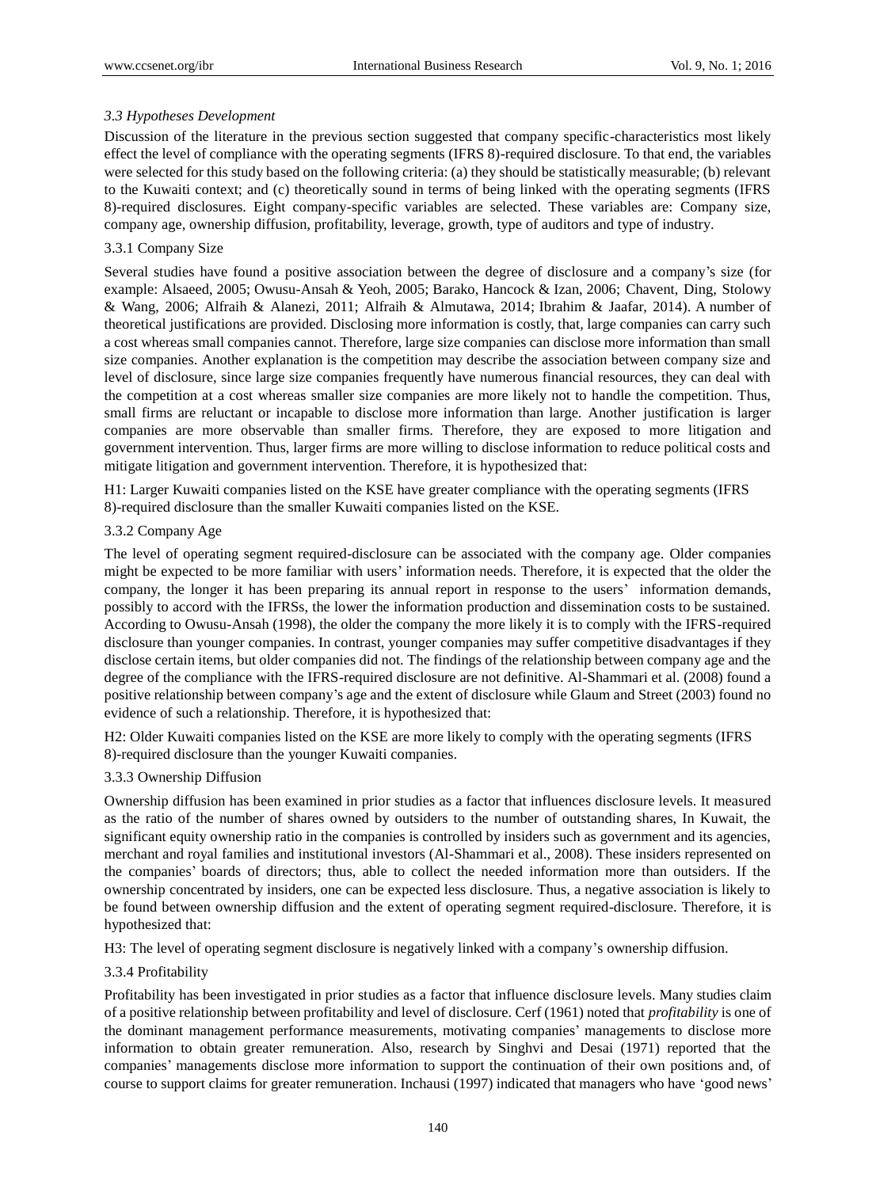### *3.3 Hypotheses Development*

Discussion of the literature in the previous section suggested that company specific-characteristics most likely effect the level of compliance with the operating segments (IFRS 8)-required disclosure. To that end, the variables were selected for this study based on the following criteria: (a) they should be statistically measurable; (b) relevant to the Kuwaiti context; and (c) theoretically sound in terms of being linked with the operating segments (IFRS 8)-required disclosures. Eight company-specific variables are selected. These variables are: Company size, company age, ownership diffusion, profitability, leverage, growth, type of auditors and type of industry.

#### 3.3.1 Company Size

Several studies have found a positive association between the degree of disclosure and a company's size (for example: Alsaeed, 2005; Owusu-Ansah & Yeoh, 2005; Barako, Hancock & Izan, 2006; Chavent, Ding, Stolowy & Wang, 2006; Alfraih & Alanezi, 2011; Alfraih & Almutawa, 2014; Ibrahim & Jaafar, 2014). A number of theoretical justifications are provided. Disclosing more information is costly, that, large companies can carry such a cost whereas small companies cannot. Therefore, large size companies can disclose more information than small size companies. Another explanation is the competition may describe the association between company size and level of disclosure, since large size companies frequently have numerous financial resources, they can deal with the competition at a cost whereas smaller size companies are more likely not to handle the competition. Thus, small firms are reluctant or incapable to disclose more information than large. Another justification is larger companies are more observable than smaller firms. Therefore, they are exposed to more litigation and government intervention. Thus, larger firms are more willing to disclose information to reduce political costs and mitigate litigation and government intervention. Therefore, it is hypothesized that:

H1: Larger Kuwaiti companies listed on the KSE have greater compliance with the operating segments (IFRS 8)-required disclosure than the smaller Kuwaiti companies listed on the KSE.

#### 3.3.2 Company Age

The level of operating segment required-disclosure can be associated with the company age. Older companies might be expected to be more familiar with users' information needs. Therefore, it is expected that the older the company, the longer it has been preparing its annual report in response to the users' information demands, possibly to accord with the IFRSs, the lower the information production and dissemination costs to be sustained. According to Owusu-Ansah (1998), the older the company the more likely it is to comply with the IFRS-required disclosure than younger companies. In contrast, younger companies may suffer competitive disadvantages if they disclose certain items, but older companies did not. The findings of the relationship between company age and the degree of the compliance with the IFRS-required disclosure are not definitive. Al-Shammari et al. (2008) found a positive relationship between company's age and the extent of disclosure while Glaum and Street (2003) found no evidence of such a relationship. Therefore, it is hypothesized that:

H2: Older Kuwaiti companies listed on the KSE are more likely to comply with the operating segments (IFRS 8)-required disclosure than the younger Kuwaiti companies.

#### 3.3.3 Ownership Diffusion

Ownership diffusion has been examined in prior studies as a factor that influences disclosure levels. It measured as the ratio of the number of shares owned by outsiders to the number of outstanding shares, In Kuwait, the significant equity ownership ratio in the companies is controlled by insiders such as government and its agencies, merchant and royal families and institutional investors (Al-Shammari et al., 2008). These insiders represented on the companies' boards of directors; thus, able to collect the needed information more than outsiders. If the ownership concentrated by insiders, one can be expected less disclosure. Thus, a negative association is likely to be found between ownership diffusion and the extent of operating segment required-disclosure. Therefore, it is hypothesized that:

H3: The level of operating segment disclosure is negatively linked with a company's ownership diffusion.

#### 3.3.4 Profitability

Profitability has been investigated in prior studies as a factor that influence disclosure levels. Many studies claim of a positive relationship between profitability and level of disclosure. Cerf (1961) noted that *profitability* is one of the dominant management performance measurements, motivating companies' managements to disclose more information to obtain greater remuneration. Also, research by Singhvi and Desai (1971) reported that the companies' managements disclose more information to support the continuation of their own positions and, of course to support claims for greater remuneration. Inchausi (1997) indicated that managers who have 'good news'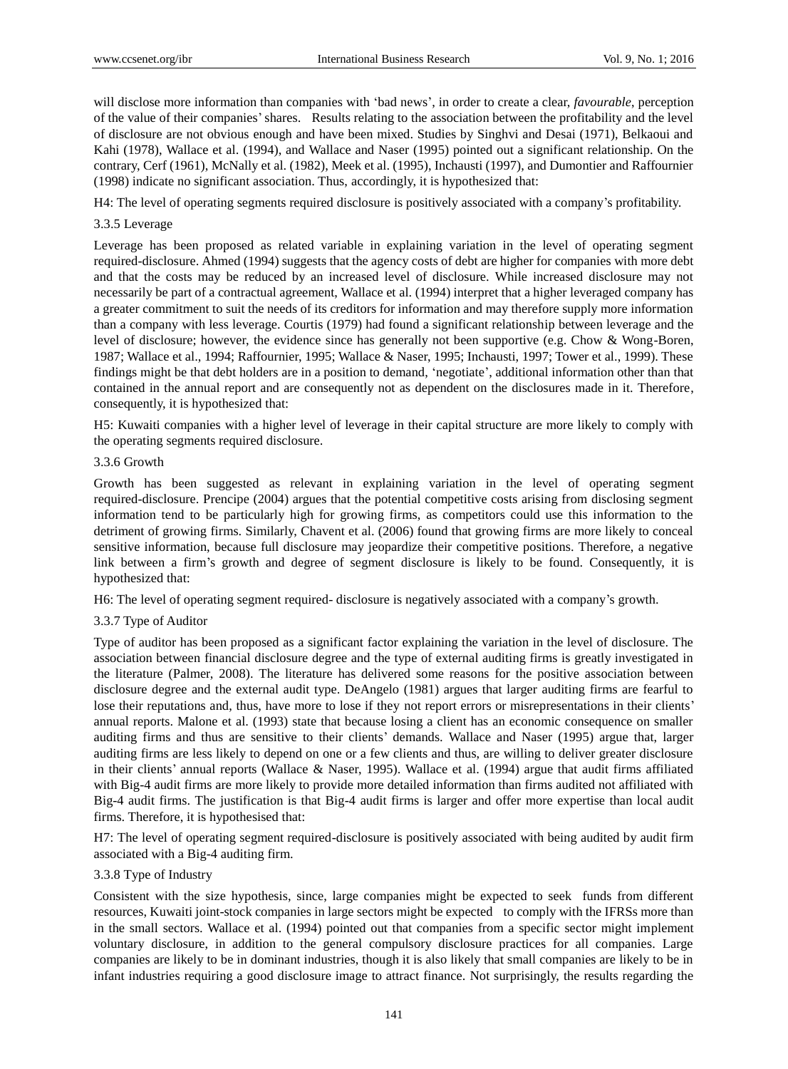will disclose more information than companies with 'bad news', in order to create a clear, *favourable*, perception of the value of their companies' shares. Results relating to the association between the profitability and the level of disclosure are not obvious enough and have been mixed. Studies by Singhvi and Desai (1971), Belkaoui and Kahi (1978), Wallace et al. (1994), and Wallace and Naser (1995) pointed out a significant relationship. On the contrary, Cerf (1961), McNally et al. (1982), Meek et al. (1995), Inchausti (1997), and Dumontier and Raffournier (1998) indicate no significant association. Thus, accordingly, it is hypothesized that:

H4: The level of operating segments required disclosure is positively associated with a company's profitability.

### 3.3.5 Leverage

Leverage has been proposed as related variable in explaining variation in the level of operating segment required-disclosure. Ahmed (1994) suggests that the agency costs of debt are higher for companies with more debt and that the costs may be reduced by an increased level of disclosure. While increased disclosure may not necessarily be part of a contractual agreement, Wallace et al. (1994) interpret that a higher leveraged company has a greater commitment to suit the needs of its creditors for information and may therefore supply more information than a company with less leverage. Courtis (1979) had found a significant relationship between leverage and the level of disclosure; however, the evidence since has generally not been supportive (e.g. Chow & Wong-Boren, 1987; Wallace et al., 1994; Raffournier, 1995; Wallace & Naser, 1995; Inchausti, 1997; Tower et al., 1999). These findings might be that debt holders are in a position to demand, 'negotiate', additional information other than that contained in the annual report and are consequently not as dependent on the disclosures made in it. Therefore, consequently, it is hypothesized that:

H5: Kuwaiti companies with a higher level of leverage in their capital structure are more likely to comply with the operating segments required disclosure.

### 3.3.6 Growth

Growth has been suggested as relevant in explaining variation in the level of operating segment required-disclosure. Prencipe (2004) argues that the potential competitive costs arising from disclosing segment information tend to be particularly high for growing firms, as competitors could use this information to the detriment of growing firms. Similarly, Chavent et al. (2006) found that growing firms are more likely to conceal sensitive information, because full disclosure may jeopardize their competitive positions. Therefore, a negative link between a firm's growth and degree of segment disclosure is likely to be found. Consequently, it is hypothesized that:

H6: The level of operating segment required- disclosure is negatively associated with a company's growth.

### 3.3.7 Type of Auditor

Type of auditor has been proposed as a significant factor explaining the variation in the level of disclosure. The association between financial disclosure degree and the type of external auditing firms is greatly investigated in the literature (Palmer, 2008). The literature has delivered some reasons for the positive association between disclosure degree and the external audit type. DeAngelo (1981) argues that larger auditing firms are fearful to lose their reputations and, thus, have more to lose if they not report errors or misrepresentations in their clients' annual reports. Malone et al. (1993) state that because losing a client has an economic consequence on smaller auditing firms and thus are sensitive to their clients' demands. Wallace and Naser (1995) argue that, larger auditing firms are less likely to depend on one or a few clients and thus, are willing to deliver greater disclosure in their clients' annual reports (Wallace & Naser, 1995). Wallace et al. (1994) argue that audit firms affiliated with Big-4 audit firms are more likely to provide more detailed information than firms audited not affiliated with Big-4 audit firms. The justification is that Big-4 audit firms is larger and offer more expertise than local audit firms. Therefore, it is hypothesised that:

H7: The level of operating segment required-disclosure is positively associated with being audited by audit firm associated with a Big-4 auditing firm.

### 3.3.8 Type of Industry

Consistent with the size hypothesis, since, large companies might be expected to seek funds from different resources, Kuwaiti joint-stock companies in large sectors might be expected to comply with the IFRSs more than in the small sectors. Wallace et al. (1994) pointed out that companies from a specific sector might implement voluntary disclosure, in addition to the general compulsory disclosure practices for all companies. Large companies are likely to be in dominant industries, though it is also likely that small companies are likely to be in infant industries requiring a good disclosure image to attract finance. Not surprisingly, the results regarding the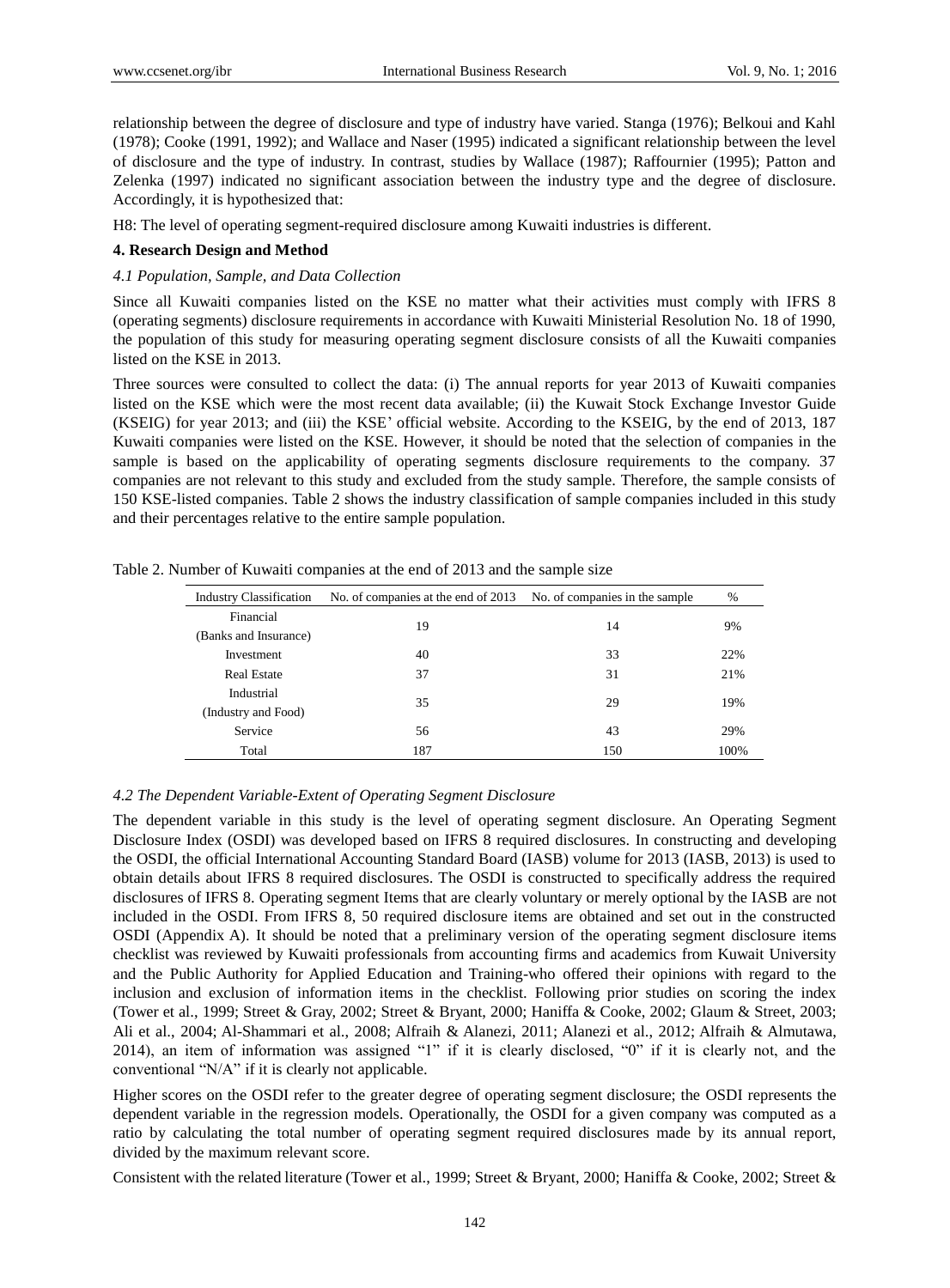relationship between the degree of disclosure and type of industry have varied. Stanga (1976); Belkoui and Kahl (1978); Cooke (1991, 1992); and Wallace and Naser (1995) indicated a significant relationship between the level of disclosure and the type of industry. In contrast, studies by Wallace (1987); Raffournier (1995); Patton and Zelenka (1997) indicated no significant association between the industry type and the degree of disclosure. Accordingly, it is hypothesized that:

H8: The level of operating segment-required disclosure among Kuwaiti industries is different.

**4. Research Design and Method**

*4.1 Population, Sample, and Data Collection*

Since all Kuwaiti companies listed on the KSE no matter what their activities must comply with IFRS 8 (operating segments) disclosure requirements in accordance with Kuwaiti Ministerial Resolution No. 18 of 1990, the population of this study for measuring operating segment disclosure consists of all the Kuwaiti companies listed on the KSE in 2013.

Three sources were consulted to collect the data: (i) The annual reports for year 2013 of Kuwaiti companies listed on the KSE which were the most recent data available; (ii) the Kuwait Stock Exchange Investor Guide (KSEIG) for year 2013; and (iii) the KSE' official website. According to the KSEIG, by the end of 2013, 187 Kuwaiti companies were listed on the KSE. However, it should be noted that the selection of companies in the sample is based on the applicability of operating segments disclosure requirements to the company. 37 companies are not relevant to this study and excluded from the study sample. Therefore, the sample consists of 150 KSE-listed companies. Table 2 shows the industry classification of sample companies included in this study and their percentages relative to the entire sample population.

Table 2. Number of Kuwaiti companies at the end of 2013 and the sample size

| Industry Classification | No. of companies at the end of 2013 | No. of companies in the sample | % |
|---|---|---|---|
| Financial (Banks and Insurance) | 19 | 14 | 9% |
| Investment | 40 | 33 | 22% |
| Real Estate | 37 | 31 | 21% |
| Industrial (Industry and Food) | 35 | 29 | 19% |
| Service | 56 | 43 | 29% |
| Total | 187 | 150 | 100% |

*4.2 The Dependent Variable-Extent of Operating Segment Disclosure*

The dependent variable in this study is the level of operating segment disclosure. An Operating Segment Disclosure Index (OSDI) was developed based on IFRS 8 required disclosures. In constructing and developing the OSDI, the official International Accounting Standard Board (IASB) volume for 2013 (IASB, 2013) is used to obtain details about IFRS 8 required disclosures. The OSDI is constructed to specifically address the required disclosures of IFRS 8. Operating segment Items that are clearly voluntary or merely optional by the IASB are not included in the OSDI. From IFRS 8, 50 required disclosure items are obtained and set out in the constructed OSDI (Appendix A). It should be noted that a preliminary version of the operating segment disclosure items checklist was reviewed by Kuwaiti professionals from accounting firms and academics from Kuwait University and the Public Authority for Applied Education and Training-who offered their opinions with regard to the inclusion and exclusion of information items in the checklist. Following prior studies on scoring the index (Tower et al., 1999; Street & Gray, 2002; Street & Bryant, 2000; Haniffa & Cooke, 2002; Glaum & Street, 2003; Ali et al., 2004; Al-Shammari et al., 2008; Alfraih & Alanezi, 2011; Alanezi et al., 2012; Alfraih & Almutawa, 2014), an item of information was assigned "1" if it is clearly disclosed, "0" if it is clearly not, and the conventional "N/A" if it is clearly not applicable.

Higher scores on the OSDI refer to the greater degree of operating segment disclosure; the OSDI represents the dependent variable in the regression models. Operationally, the OSDI for a given company was computed as a ratio by calculating the total number of operating segment required disclosures made by its annual report, divided by the maximum relevant score.

Consistent with the related literature (Tower et al., 1999; Street & Bryant, 2000; Haniffa & Cooke, 2002; Street &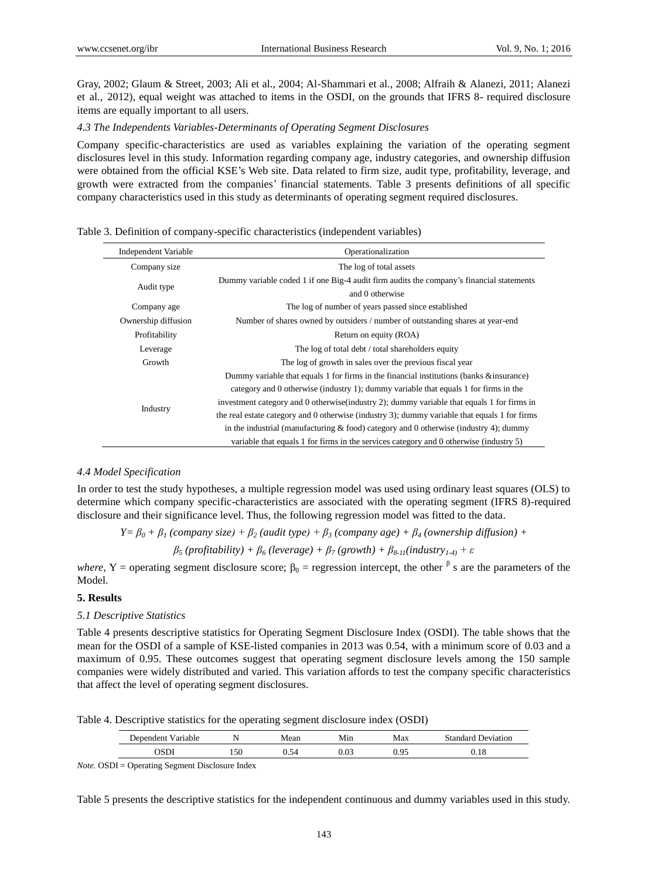Gray, 2002; Glaum & Street, 2003; Ali et al., 2004; Al-Shammari et al., 2008; Alfraih & Alanezi, 2011; Alanezi et al., 2012), equal weight was attached to items in the OSDI, on the grounds that IFRS 8- required disclosure items are equally important to all users.

### *4.3 The Independents Variables-Determinants of Operating Segment Disclosures*

Company specific-characteristics are used as variables explaining the variation of the operating segment disclosures level in this study. Information regarding company age, industry categories, and ownership diffusion were obtained from the official KSE's Web site. Data related to firm size, audit type, profitability, leverage, and growth were extracted from the companies' financial statements. Table 3 presents definitions of all specific company characteristics used in this study as determinants of operating segment required disclosures.

Table 3. Definition of company-specific characteristics (independent variables)

| Independent Variable | Operationalization |
|---|---|
| Company size | The log of total assets |
| Audit type | Dummy variable coded 1 if one Big-4 audit firm audits the company's financial statements and 0 otherwise |
| Company age | The log of number of years passed since established |
| Ownership diffusion | Number of shares owned by outsiders / number of outstanding shares at year-end |
| Profitability | Return on equity (ROA) |
| Leverage | The log of total debt / total shareholders equity |
| Growth | The log of growth in sales over the previous fiscal year |
| Industry | Dummy variable that equals 1 for firms in the financial institutions (banks &insurance) category and 0 otherwise (industry 1); dummy variable that equals 1 for firms in the investment category and 0 otherwise(industry 2); dummy variable that equals 1 for firms in the real estate category and 0 otherwise (industry 3); dummy variable that equals 1 for firms in the industrial (manufacturing & food) category and 0 otherwise (industry 4); dummy variable that equals 1 for firms in the services category and 0 otherwise (industry 5) |

### *4.4 Model Specification*

In order to test the study hypotheses, a multiple regression model was used using ordinary least squares (OLS) to determine which company specific-characteristics are associated with the operating segment (IFRS 8)-required disclosure and their significance level. Thus, the following regression model was fitted to the data.

$$Y = \beta_0 + \beta_1 \text{ (company size)} + \beta_2 \text{ (audit type)} + \beta_3 \text{ (company age)} + \beta_4 \text{ (ownership diffusion)} +$$
$$\beta_5 \text{ (profitability)} + \beta_6 \text{ (leverage)} + \beta_7 \text{ (growth)} + \beta_{8\text{-}11}(\text{industry}_{1\text{-}4)} + \varepsilon$$

*where*, Y = operating segment disclosure score; $\beta_0$ = regression intercept, the other $^{\beta}$ s are the parameters of the Model.

## 5. Results

### *5.1 Descriptive Statistics*

Table 4 presents descriptive statistics for Operating Segment Disclosure Index (OSDI). The table shows that the mean for the OSDI of a sample of KSE-listed companies in 2013 was 0.54, with a minimum score of 0.03 and a maximum of 0.95. These outcomes suggest that operating segment disclosure levels among the 150 sample companies were widely distributed and varied. This variation affords to test the company specific characteristics that affect the level of operating segment disclosures.

Table 4. Descriptive statistics for the operating segment disclosure index (OSDI)

| Dependent Variable | N | Mean | Min | Max | Standard Deviation |
|---|---|---|---|---|---|
| OSDI | 150 | 0.54 | 0.03 | 0.95 | 0.18 |

*Note.* OSDI = Operating Segment Disclosure Index

Table 5 presents the descriptive statistics for the independent continuous and dummy variables used in this study.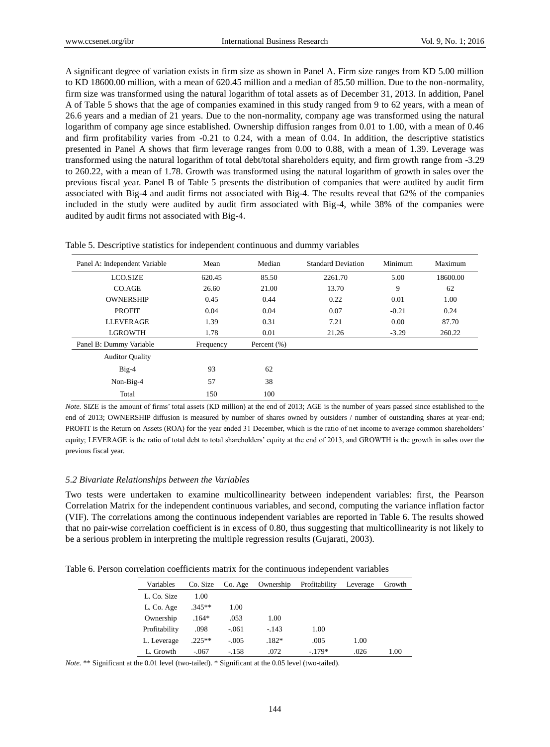A significant degree of variation exists in firm size as shown in Panel A. Firm size ranges from KD 5.00 million to KD 18600.00 million, with a mean of 620.45 million and a median of 85.50 million. Due to the non-normality, firm size was transformed using the natural logarithm of total assets as of December 31, 2013. In addition, Panel A of Table 5 shows that the age of companies examined in this study ranged from 9 to 62 years, with a mean of 26.6 years and a median of 21 years. Due to the non-normality, company age was transformed using the natural logarithm of company age since established. Ownership diffusion ranges from 0.01 to 1.00, with a mean of 0.46 and firm profitability varies from -0.21 to 0.24, with a mean of 0.04. In addition, the descriptive statistics presented in Panel A shows that firm leverage ranges from 0.00 to 0.88, with a mean of 1.39. Leverage was transformed using the natural logarithm of total debt/total shareholders equity, and firm growth range from -3.29 to 260.22, with a mean of 1.78. Growth was transformed using the natural logarithm of growth in sales over the previous fiscal year. Panel B of Table 5 presents the distribution of companies that were audited by audit firm associated with Big-4 and audit firms not associated with Big-4. The results reveal that 62% of the companies included in the study were audited by audit firm associated with Big-4, while 38% of the companies were audited by audit firms not associated with Big-4.

Table 5. Descriptive statistics for independent continuous and dummy variables

| Panel A: Independent Variable | Mean | Median | Standard Deviation | Minimum | Maximum |
|---|---|---|---|---|---|
| LCO.SIZE | 620.45 | 85.50 | 2261.70 | 5.00 | 18600.00 |
| CO.AGE | 26.60 | 21.00 | 13.70 | 9 | 62 |
| OWNERSHIP | 0.45 | 0.44 | 0.22 | 0.01 | 1.00 |
| PROFIT | 0.04 | 0.04 | 0.07 | -0.21 | 0.24 |
| LLEVERAGE | 1.39 | 0.31 | 7.21 | 0.00 | 87.70 |
| LGROWTH | 1.78 | 0.01 | 21.26 | -3.29 | 260.22 |
| **Panel B: Dummy Variable** | **Frequency** | **Percent (%)** | | | |
| Auditor Quality | | | | | |
| Big-4 | 93 | 62 | | | |
| Non-Big-4 | 57 | 38 | | | |
| Total | 150 | 100 | | | |

*Note.* SIZE is the amount of firms' total assets (KD million) at the end of 2013; AGE is the number of years passed since established to the end of 2013; OWNERSHIP diffusion is measured by number of shares owned by outsiders / number of outstanding shares at year-end; PROFIT is the Return on Assets (ROA) for the year ended 31 December, which is the ratio of net income to average common shareholders' equity; LEVERAGE is the ratio of total debt to total shareholders' equity at the end of 2013, and GROWTH is the growth in sales over the previous fiscal year.

### *5.2 Bivariate Relationships between the Variables*

Two tests were undertaken to examine multicollinearity between independent variables: first, the Pearson Correlation Matrix for the independent continuous variables, and second, computing the variance inflation factor (VIF). The correlations among the continuous independent variables are reported in Table 6. The results showed that no pair-wise correlation coefficient is in excess of 0.80, thus suggesting that multicollinearity is not likely to be a serious problem in interpreting the multiple regression results (Gujarati, 2003).

Table 6. Person correlation coefficients matrix for the continuous independent variables

| Variables | Co. Size | Co. Age | Ownership | Profitability | Leverage | Growth |
|---|---|---|---|---|---|---|
| L. Co. Size | 1.00 | | | | | |
| L. Co. Age | .345** | 1.00 | | | | |
| Ownership | .164* | .053 | 1.00 | | | |
| Profitability | .098 | -.061 | -.143 | 1.00 | | |
| L. Leverage | .225** | -.005 | .182* | .005 | 1.00 | |
| L. Growth | -.067 | -.158 | .072 | -.179* | .026 | 1.00 |

*Note.* ** Significant at the 0.01 level (two-tailed). * Significant at the 0.05 level (two-tailed).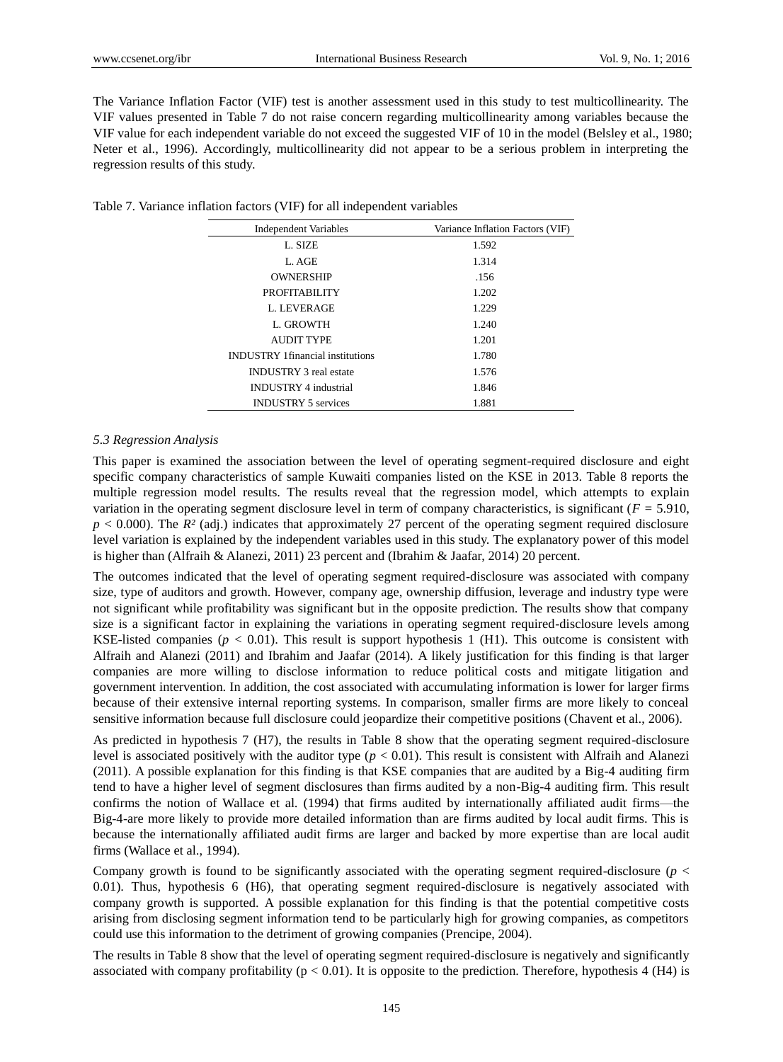The Variance Inflation Factor (VIF) test is another assessment used in this study to test multicollinearity. The VIF values presented in Table 7 do not raise concern regarding multicollinearity among variables because the VIF value for each independent variable do not exceed the suggested VIF of 10 in the model (Belsley et al., 1980; Neter et al., 1996). Accordingly, multicollinearity did not appear to be a serious problem in interpreting the regression results of this study.

Table 7. Variance inflation factors (VIF) for all independent variables

| Independent Variables | Variance Inflation Factors (VIF) |
|---|---|
| L. SIZE | 1.592 |
| L. AGE | 1.314 |
| OWNERSHIP | .156 |
| PROFITABILITY | 1.202 |
| L. LEVERAGE | 1.229 |
| L. GROWTH | 1.240 |
| AUDIT TYPE | 1.201 |
| INDUSTRY 1financial institutions | 1.780 |
| INDUSTRY 3 real estate | 1.576 |
| INDUSTRY 4 industrial | 1.846 |
| INDUSTRY 5 services | 1.881 |

### *5.3 Regression Analysis*

This paper is examined the association between the level of operating segment-required disclosure and eight specific company characteristics of sample Kuwaiti companies listed on the KSE in 2013. Table 8 reports the multiple regression model results. The results reveal that the regression model, which attempts to explain variation in the operating segment disclosure level in term of company characteristics, is significant ($F = 5.910$, $p < 0.000$). The $R^2$ (adj.) indicates that approximately 27 percent of the operating segment required disclosure level variation is explained by the independent variables used in this study. The explanatory power of this model is higher than (Alfraih & Alanezi, 2011) 23 percent and (Ibrahim & Jaafar, 2014) 20 percent.

The outcomes indicated that the level of operating segment required-disclosure was associated with company size, type of auditors and growth. However, company age, ownership diffusion, leverage and industry type were not significant while profitability was significant but in the opposite prediction. The results show that company size is a significant factor in explaining the variations in operating segment required-disclosure levels among KSE-listed companies ($p < 0.01$). This result is support hypothesis 1 (H1). This outcome is consistent with Alfraih and Alanezi (2011) and Ibrahim and Jaafar (2014). A likely justification for this finding is that larger companies are more willing to disclose information to reduce political costs and mitigate litigation and government intervention. In addition, the cost associated with accumulating information is lower for larger firms because of their extensive internal reporting systems. In comparison, smaller firms are more likely to conceal sensitive information because full disclosure could jeopardize their competitive positions (Chavent et al., 2006).

As predicted in hypothesis 7 (H7), the results in Table 8 show that the operating segment required-disclosure level is associated positively with the auditor type ($p < 0.01$). This result is consistent with Alfraih and Alanezi (2011). A possible explanation for this finding is that KSE companies that are audited by a Big-4 auditing firm tend to have a higher level of segment disclosures than firms audited by a non-Big-4 auditing firm. This result confirms the notion of Wallace et al. (1994) that firms audited by internationally affiliated audit firms—the Big-4-are more likely to provide more detailed information than are firms audited by local audit firms. This is because the internationally affiliated audit firms are larger and backed by more expertise than are local audit firms (Wallace et al., 1994).

Company growth is found to be significantly associated with the operating segment required-disclosure ($p < 0.01$). Thus, hypothesis 6 (H6), that operating segment required-disclosure is negatively associated with company growth is supported. A possible explanation for this finding is that the potential competitive costs arising from disclosing segment information tend to be particularly high for growing companies, as competitors could use this information to the detriment of growing companies (Prencipe, 2004).

The results in Table 8 show that the level of operating segment required-disclosure is negatively and significantly associated with company profitability ($p < 0.01$). It is opposite to the prediction. Therefore, hypothesis 4 (H4) is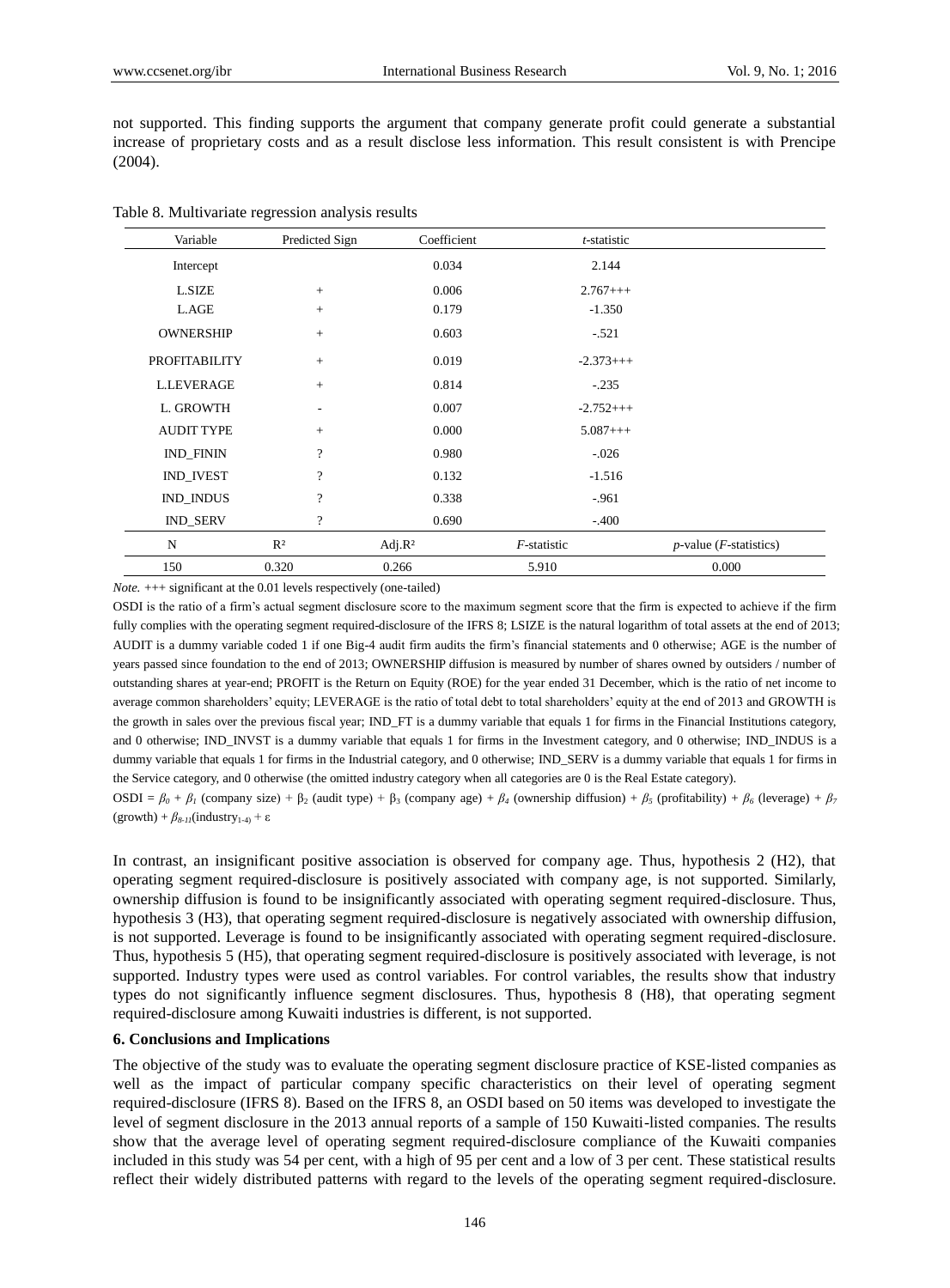not supported. This finding supports the argument that company generate profit could generate a substantial increase of proprietary costs and as a result disclose less information. This result consistent is with Prencipe (2004).

Table 8. Multivariate regression analysis results

| Variable | Predicted Sign | Coefficient | *t*-statistic | |
|---|---|---|---|---|
| Intercept | | 0.034 | 2.144 | |
| L.SIZE | + | 0.006 | 2.767+++ | |
| L.AGE | + | 0.179 | -1.350 | |
| OWNERSHIP | + | 0.603 | -.521 | |
| PROFITABILITY | + | 0.019 | -2.373+++ | |
| L.LEVERAGE | + | 0.814 | -.235 | |
| L. GROWTH | - | 0.007 | -2.752+++ | |
| AUDIT TYPE | + | 0.000 | 5.087+++ | |
| IND_FININ | ? | 0.980 | -.026 | |
| IND_IVEST | ? | 0.132 | -1.516 | |
| IND_INDUS | ? | 0.338 | -.961 | |
| IND_SERV | ? | 0.690 | -.400 | |
| N | $R^2$ | Adj.$R^2$ | *F*-statistic | *p*-value (*F*-statistics) |
| 150 | 0.320 | 0.266 | 5.910 | 0.000 |

*Note.* +++ significant at the 0.01 levels respectively (one-tailed)

OSDI is the ratio of a firm's actual segment disclosure score to the maximum segment score that the firm is expected to achieve if the firm fully complies with the operating segment required-disclosure of the IFRS 8; LSIZE is the natural logarithm of total assets at the end of 2013; AUDIT is a dummy variable coded 1 if one Big-4 audit firm audits the firm's financial statements and 0 otherwise; AGE is the number of years passed since foundation to the end of 2013; OWNERSHIP diffusion is measured by number of shares owned by outsiders / number of outstanding shares at year-end; PROFIT is the Return on Equity (ROE) for the year ended 31 December, which is the ratio of net income to average common shareholders' equity; LEVERAGE is the ratio of total debt to total shareholders' equity at the end of 2013 and GROWTH is the growth in sales over the previous fiscal year; IND_FT is a dummy variable that equals 1 for firms in the Financial Institutions category, and 0 otherwise; IND_INVST is a dummy variable that equals 1 for firms in the Investment category, and 0 otherwise; IND_INDUS is a dummy variable that equals 1 for firms in the Industrial category, and 0 otherwise; IND_SERV is a dummy variable that equals 1 for firms in the Service category, and 0 otherwise (the omitted industry category when all categories are 0 is the Real Estate category).

OSDI = $\beta_0$ + $\beta_1$ (company size) + $\beta_2$ (audit type) + $\beta_3$ (company age) + $\beta_4$ (ownership diffusion) + $\beta_5$ (profitability) + $\beta_6$ (leverage) + $\beta_7$ (growth) + $\beta_{8-11}$(industry$_{1-4}$) + ε

In contrast, an insignificant positive association is observed for company age. Thus, hypothesis 2 (H2), that operating segment required-disclosure is positively associated with company age, is not supported. Similarly, ownership diffusion is found to be insignificantly associated with operating segment required-disclosure. Thus, hypothesis 3 (H3), that operating segment required-disclosure is negatively associated with ownership diffusion, is not supported. Leverage is found to be insignificantly associated with operating segment required-disclosure. Thus, hypothesis 5 (H5), that operating segment required-disclosure is positively associated with leverage, is not supported. Industry types were used as control variables. For control variables, the results show that industry types do not significantly influence segment disclosures. Thus, hypothesis 8 (H8), that operating segment required-disclosure among Kuwaiti industries is different, is not supported.

## 6. Conclusions and Implications

The objective of the study was to evaluate the operating segment disclosure practice of KSE-listed companies as well as the impact of particular company specific characteristics on their level of operating segment required-disclosure (IFRS 8). Based on the IFRS 8, an OSDI based on 50 items was developed to investigate the level of segment disclosure in the 2013 annual reports of a sample of 150 Kuwaiti-listed companies. The results show that the average level of operating segment required-disclosure compliance of the Kuwaiti companies included in this study was 54 per cent, with a high of 95 per cent and a low of 3 per cent. These statistical results reflect their widely distributed patterns with regard to the levels of the operating segment required-disclosure.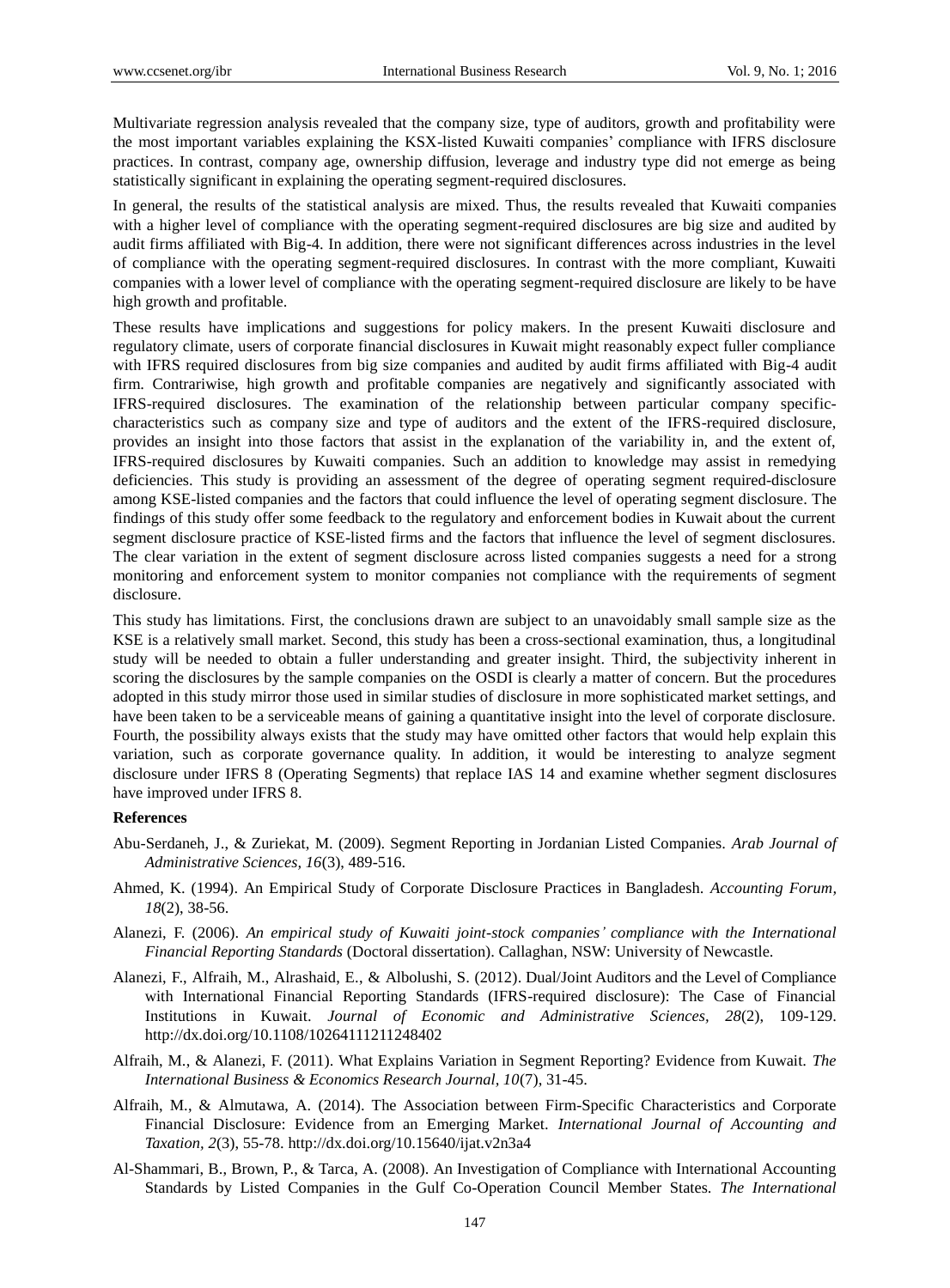Multivariate regression analysis revealed that the company size, type of auditors, growth and profitability were the most important variables explaining the KSX-listed Kuwaiti companies' compliance with IFRS disclosure practices. In contrast, company age, ownership diffusion, leverage and industry type did not emerge as being statistically significant in explaining the operating segment-required disclosures.

In general, the results of the statistical analysis are mixed. Thus, the results revealed that Kuwaiti companies with a higher level of compliance with the operating segment-required disclosures are big size and audited by audit firms affiliated with Big-4. In addition, there were not significant differences across industries in the level of compliance with the operating segment-required disclosures. In contrast with the more compliant, Kuwaiti companies with a lower level of compliance with the operating segment-required disclosure are likely to be have high growth and profitable.

These results have implications and suggestions for policy makers. In the present Kuwaiti disclosure and regulatory climate, users of corporate financial disclosures in Kuwait might reasonably expect fuller compliance with IFRS required disclosures from big size companies and audited by audit firms affiliated with Big-4 audit firm. Contrariwise, high growth and profitable companies are negatively and significantly associated with IFRS-required disclosures. The examination of the relationship between particular company specific-characteristics such as company size and type of auditors and the extent of the IFRS-required disclosure, provides an insight into those factors that assist in the explanation of the variability in, and the extent of, IFRS-required disclosures by Kuwaiti companies. Such an addition to knowledge may assist in remedying deficiencies. This study is providing an assessment of the degree of operating segment required-disclosure among KSE-listed companies and the factors that could influence the level of operating segment disclosure. The findings of this study offer some feedback to the regulatory and enforcement bodies in Kuwait about the current segment disclosure practice of KSE-listed firms and the factors that influence the level of segment disclosures. The clear variation in the extent of segment disclosure across listed companies suggests a need for a strong monitoring and enforcement system to monitor companies not compliance with the requirements of segment disclosure.

This study has limitations. First, the conclusions drawn are subject to an unavoidably small sample size as the KSE is a relatively small market. Second, this study has been a cross-sectional examination, thus, a longitudinal study will be needed to obtain a fuller understanding and greater insight. Third, the subjectivity inherent in scoring the disclosures by the sample companies on the OSDI is clearly a matter of concern. But the procedures adopted in this study mirror those used in similar studies of disclosure in more sophisticated market settings, and have been taken to be a serviceable means of gaining a quantitative insight into the level of corporate disclosure. Fourth, the possibility always exists that the study may have omitted other factors that would help explain this variation, such as corporate governance quality. In addition, it would be interesting to analyze segment disclosure under IFRS 8 (Operating Segments) that replace IAS 14 and examine whether segment disclosures have improved under IFRS 8.

**References**

Abu-Serdaneh, J., & Zuriekat, M. (2009). Segment Reporting in Jordanian Listed Companies. *Arab Journal of Administrative Sciences, 16*(3), 489-516.

Ahmed, K. (1994). An Empirical Study of Corporate Disclosure Practices in Bangladesh. *Accounting Forum, 18*(2), 38-56.

Alanezi, F. (2006). *An empirical study of Kuwaiti joint-stock companies' compliance with the International Financial Reporting Standards* (Doctoral dissertation). Callaghan, NSW: University of Newcastle.

Alanezi, F., Alfraih, M., Alrashaid, E., & Albolushi, S. (2012). Dual/Joint Auditors and the Level of Compliance with International Financial Reporting Standards (IFRS-required disclosure): The Case of Financial Institutions in Kuwait. *Journal of Economic and Administrative Sciences, 28*(2), 109-129. http://dx.doi.org/10.1108/10264111211248402

Alfraih, M., & Alanezi, F. (2011). What Explains Variation in Segment Reporting? Evidence from Kuwait. *The International Business & Economics Research Journal, 10*(7), 31-45.

Alfraih, M., & Almutawa, A. (2014). The Association between Firm-Specific Characteristics and Corporate Financial Disclosure: Evidence from an Emerging Market. *International Journal of Accounting and Taxation, 2*(3), 55-78. http://dx.doi.org/10.15640/ijat.v2n3a4

Al-Shammari, B., Brown, P., & Tarca, A. (2008). An Investigation of Compliance with International Accounting Standards by Listed Companies in the Gulf Co-Operation Council Member States. *The International*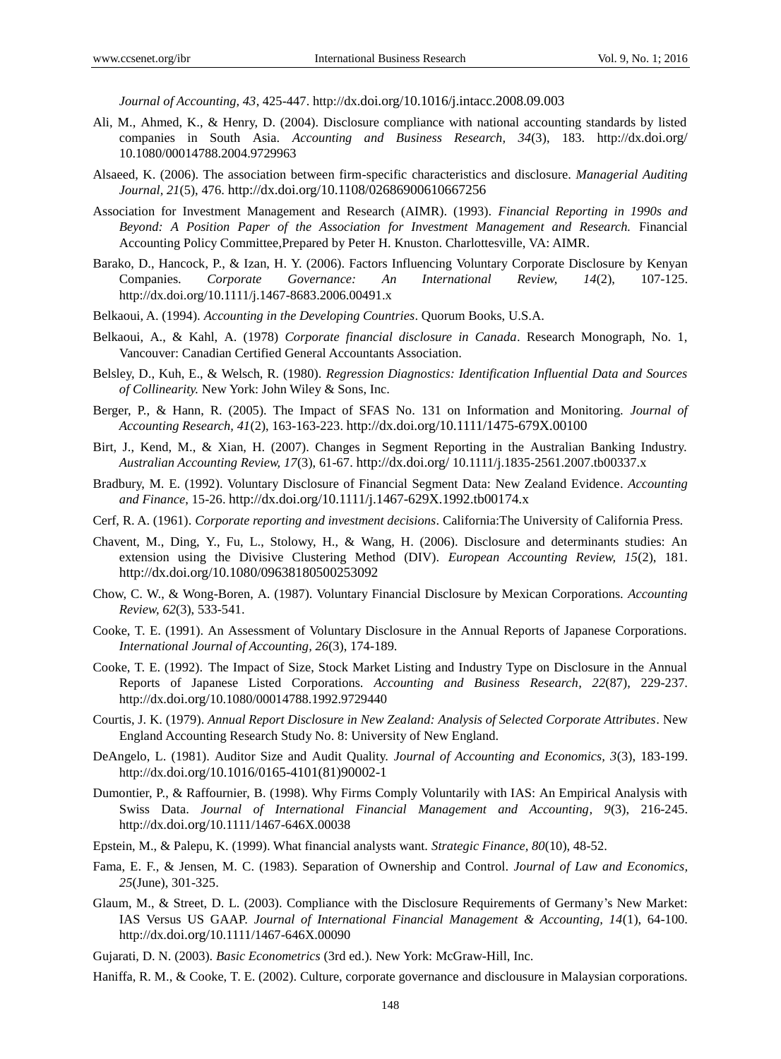*Journal of Accounting, 43*, 425-447. http://dx.doi.org/10.1016/j.intacc.2008.09.003

Ali, M., Ahmed, K., & Henry, D. (2004). Disclosure compliance with national accounting standards by listed companies in South Asia. *Accounting and Business Research, 34*(3), 183. http://dx.doi.org/10.1080/00014788.2004.9729963

Alsaeed, K. (2006). The association between firm-specific characteristics and disclosure. *Managerial Auditing Journal, 21*(5), 476. http://dx.doi.org/10.1108/02686900610667256

Association for Investment Management and Research (AIMR). (1993). *Financial Reporting in 1990s and Beyond: A Position Paper of the Association for Investment Management and Research.* Financial Accounting Policy Committee,Prepared by Peter H. Knuston. Charlottesville, VA: AIMR.

Barako, D., Hancock, P., & Izan, H. Y. (2006). Factors Influencing Voluntary Corporate Disclosure by Kenyan Companies. *Corporate Governance: An International Review, 14*(2), 107-125. http://dx.doi.org/10.1111/j.1467-8683.2006.00491.x

Belkaoui, A. (1994). *Accounting in the Developing Countries*. Quorum Books, U.S.A.

Belkaoui, A., & Kahl, A. (1978) *Corporate financial disclosure in Canada*. Research Monograph, No. 1, Vancouver: Canadian Certified General Accountants Association.

Belsley, D., Kuh, E., & Welsch, R. (1980). *Regression Diagnostics: Identification Influential Data and Sources of Collinearity.* New York: John Wiley & Sons, Inc.

Berger, P., & Hann, R. (2005). The Impact of SFAS No. 131 on Information and Monitoring. *Journal of Accounting Research, 41*(2), 163-163-223. http://dx.doi.org/10.1111/1475-679X.00100

Birt, J., Kend, M., & Xian, H. (2007). Changes in Segment Reporting in the Australian Banking Industry. *Australian Accounting Review, 17*(3), 61-67. http://dx.doi.org/ 10.1111/j.1835-2561.2007.tb00337.x

Bradbury, M. E. (1992). Voluntary Disclosure of Financial Segment Data: New Zealand Evidence. *Accounting and Finance*, 15-26. http://dx.doi.org/10.1111/j.1467-629X.1992.tb00174.x

Cerf, R. A. (1961). *Corporate reporting and investment decisions*. California:The University of California Press.

Chavent, M., Ding, Y., Fu, L., Stolowy, H., & Wang, H. (2006). Disclosure and determinants studies: An extension using the Divisive Clustering Method (DIV). *European Accounting Review, 15*(2), 181. http://dx.doi.org/10.1080/09638180500253092

Chow, C. W., & Wong-Boren, A. (1987). Voluntary Financial Disclosure by Mexican Corporations. *Accounting Review, 62*(3), 533-541.

Cooke, T. E. (1991). An Assessment of Voluntary Disclosure in the Annual Reports of Japanese Corporations. *International Journal of Accounting, 26*(3), 174-189.

Cooke, T. E. (1992). The Impact of Size, Stock Market Listing and Industry Type on Disclosure in the Annual Reports of Japanese Listed Corporations. *Accounting and Business Research, 22*(87), 229-237. http://dx.doi.org/10.1080/00014788.1992.9729440

Courtis, J. K. (1979). *Annual Report Disclosure in New Zealand: Analysis of Selected Corporate Attributes*. New England Accounting Research Study No. 8: University of New England.

DeAngelo, L. (1981). Auditor Size and Audit Quality. *Journal of Accounting and Economics, 3*(3), 183-199. http://dx.doi.org/10.1016/0165-4101(81)90002-1

Dumontier, P., & Raffournier, B. (1998). Why Firms Comply Voluntarily with IAS: An Empirical Analysis with Swiss Data. *Journal of International Financial Management and Accounting, 9*(3), 216-245. http://dx.doi.org/10.1111/1467-646X.00038

Epstein, M., & Palepu, K. (1999). What financial analysts want. *Strategic Finance, 80*(10), 48-52.

Fama, E. F., & Jensen, M. C. (1983). Separation of Ownership and Control. *Journal of Law and Economics, 25*(June), 301-325.

Glaum, M., & Street, D. L. (2003). Compliance with the Disclosure Requirements of Germany's New Market: IAS Versus US GAAP. *Journal of International Financial Management & Accounting, 14*(1), 64-100. http://dx.doi.org/10.1111/1467-646X.00090

Gujarati, D. N. (2003). *Basic Econometrics* (3rd ed.). New York: McGraw-Hill, Inc.

Haniffa, R. M., & Cooke, T. E. (2002). Culture, corporate governance and disclousure in Malaysian corporations.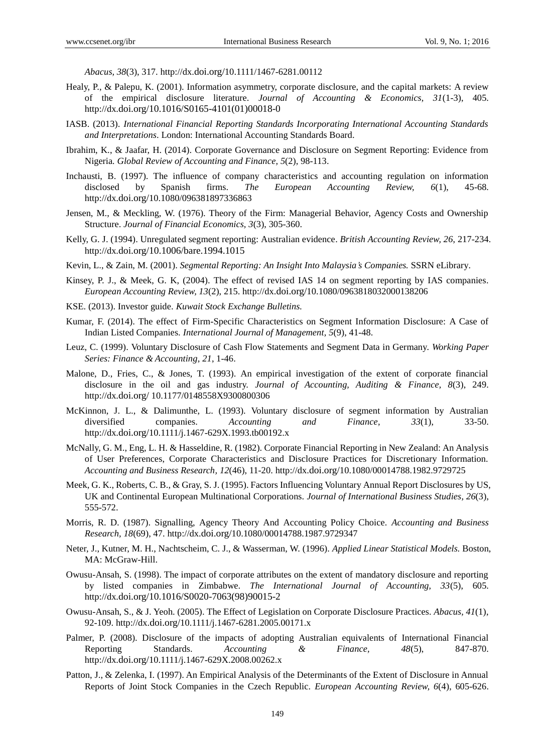*Abacus, 38*(3), 317. http://dx.doi.org/10.1111/1467-6281.00112

Healy, P., & Palepu, K. (2001). Information asymmetry, corporate disclosure, and the capital markets: A review of the empirical disclosure literature. *Journal of Accounting & Economics*, *31*(1-3), 405. http://dx.doi.org/10.1016/S0165-4101(01)00018-0

IASB. (2013). *International Financial Reporting Standards Incorporating International Accounting Standards and Interpretations*. London: International Accounting Standards Board.

Ibrahim, K., & Jaafar, H. (2014). Corporate Governance and Disclosure on Segment Reporting: Evidence from Nigeria. *Global Review of Accounting and Finance, 5*(2), 98-113.

Inchausti, B. (1997). The influence of company characteristics and accounting regulation on information disclosed by Spanish firms. *The European Accounting Review, 6*(1), 45-68. http://dx.doi.org/10.1080/096381897336863

Jensen, M., & Meckling, W. (1976). Theory of the Firm: Managerial Behavior, Agency Costs and Ownership Structure. *Journal of Financial Economics, 3*(3), 305-360.

Kelly, G. J. (1994). Unregulated segment reporting: Australian evidence. *British Accounting Review, 26*, 217-234. http://dx.doi.org/10.1006/bare.1994.1015

Kevin, L., & Zain, M. (2001). *Segmental Reporting: An Insight Into Malaysia's Companies.* SSRN eLibrary.

Kinsey, P. J., & Meek, G. K, (2004). The effect of revised IAS 14 on segment reporting by IAS companies. *European Accounting Review*, *13*(2), 215. http://dx.doi.org/10.1080/0963818032000138206

KSE. (2013). Investor guide. *Kuwait Stock Exchange Bulletins.*

Kumar, F. (2014). The effect of Firm-Specific Characteristics on Segment Information Disclosure: A Case of Indian Listed Companies. *International Journal of Management, 5*(9), 41-48.

Leuz, C. (1999). Voluntary Disclosure of Cash Flow Statements and Segment Data in Germany. *Working Paper Series: Finance & Accounting, 21*, 1-46.

Malone, D., Fries, C., & Jones, T. (1993). An empirical investigation of the extent of corporate financial disclosure in the oil and gas industry. *Journal of Accounting, Auditing & Finance, 8*(3), 249. http://dx.doi.org/ 10.1177/0148558X9300800306

McKinnon, J. L., & Dalimunthe, L. (1993). Voluntary disclosure of segment information by Australian diversified companies. *Accounting and Finance, 33*(1), 33-50. http://dx.doi.org/10.1111/j.1467-629X.1993.tb00192.x

McNally, G. M., Eng, L. H. & Hasseldine, R. (1982). Corporate Financial Reporting in New Zealand: An Analysis of User Preferences, Corporate Characteristics and Disclosure Practices for Discretionary Information. *Accounting and Business Research, 12*(46), 11-20. http://dx.doi.org/10.1080/00014788.1982.9729725

Meek, G. K., Roberts, C. B., & Gray, S. J. (1995). Factors Influencing Voluntary Annual Report Disclosures by US, UK and Continental European Multinational Corporations. *Journal of International Business Studies, 26*(3), 555-572.

Morris, R. D. (1987). Signalling, Agency Theory And Accounting Policy Choice. *Accounting and Business Research, 18*(69), 47. http://dx.doi.org/10.1080/00014788.1987.9729347

Neter, J., Kutner, M. H., Nachtscheim, C. J., & Wasserman, W. (1996). *Applied Linear Statistical Models.* Boston, MA: McGraw-Hill.

Owusu-Ansah, S. (1998). The impact of corporate attributes on the extent of mandatory disclosure and reporting by listed companies in Zimbabwe. *The International Journal of Accounting, 33*(5), 605. http://dx.doi.org/10.1016/S0020-7063(98)90015-2

Owusu-Ansah, S., & J. Yeoh. (2005). The Effect of Legislation on Corporate Disclosure Practices. *Abacus, 41*(1), 92-109. http://dx.doi.org/10.1111/j.1467-6281.2005.00171.x

Palmer, P. (2008). Disclosure of the impacts of adopting Australian equivalents of International Financial Reporting Standards. *Accounting & Finance, 48*(5), 847-870. http://dx.doi.org/10.1111/j.1467-629X.2008.00262.x

Patton, J., & Zelenka, I. (1997). An Empirical Analysis of the Determinants of the Extent of Disclosure in Annual Reports of Joint Stock Companies in the Czech Republic. *European Accounting Review, 6*(4), 605-626.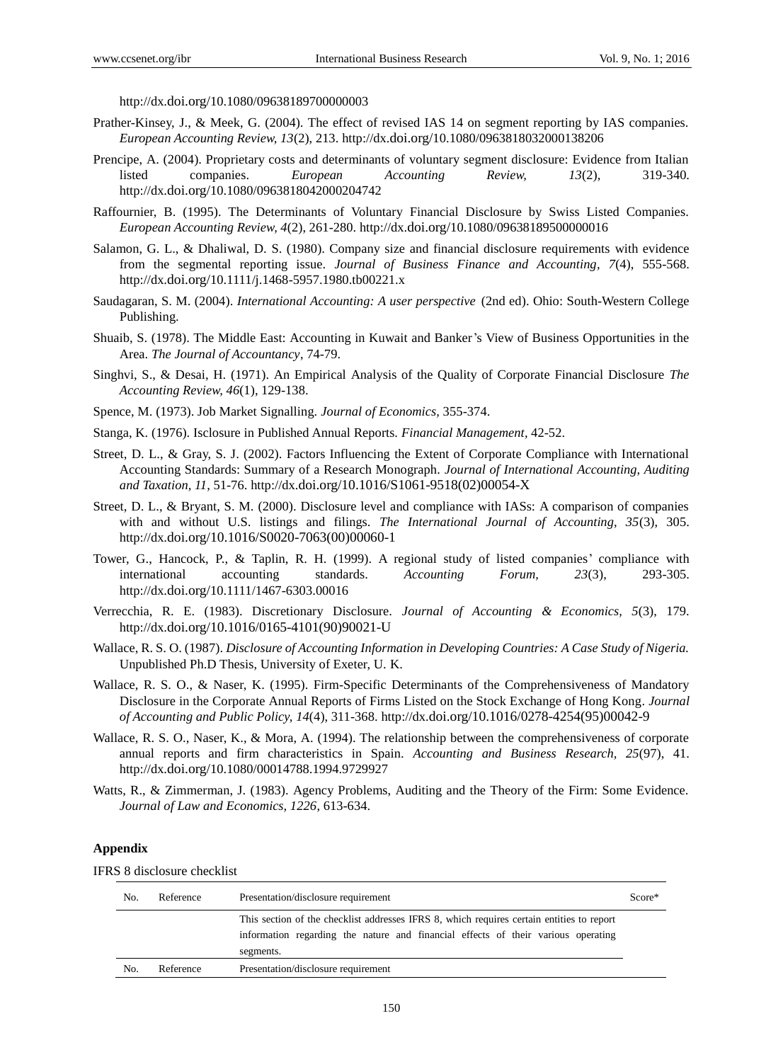http://dx.doi.org/10.1080/09638189700000003

Prather-Kinsey, J., & Meek, G. (2004). The effect of revised IAS 14 on segment reporting by IAS companies. *European Accounting Review, 13*(2), 213. http://dx.doi.org/10.1080/0963818032000138206

Prencipe, A. (2004). Proprietary costs and determinants of voluntary segment disclosure: Evidence from Italian listed companies. *European Accounting Review, 13*(2), 319-340. http://dx.doi.org/10.1080/0963818042000204742

Raffournier, B. (1995). The Determinants of Voluntary Financial Disclosure by Swiss Listed Companies. *European Accounting Review, 4*(2), 261-280. http://dx.doi.org/10.1080/09638189500000016

Salamon, G. L., & Dhaliwal, D. S. (1980). Company size and financial disclosure requirements with evidence from the segmental reporting issue. *Journal of Business Finance and Accounting, 7*(4), 555-568. http://dx.doi.org/10.1111/j.1468-5957.1980.tb00221.x

Saudagaran, S. M. (2004). *International Accounting: A user perspective* (2nd ed). Ohio: South-Western College Publishing.

Shuaib, S. (1978). The Middle East: Accounting in Kuwait and Banker's View of Business Opportunities in the Area. *The Journal of Accountancy*, 74-79.

Singhvi, S., & Desai, H. (1971). An Empirical Analysis of the Quality of Corporate Financial Disclosure *The Accounting Review, 46*(1), 129-138.

Spence, M. (1973). Job Market Signalling. *Journal of Economics*, 355-374.

Stanga, K. (1976). Isclosure in Published Annual Reports. *Financial Management*, 42-52.

Street, D. L., & Gray, S. J. (2002). Factors Influencing the Extent of Corporate Compliance with International Accounting Standards: Summary of a Research Monograph. *Journal of International Accounting, Auditing and Taxation, 11*, 51-76. http://dx.doi.org/10.1016/S1061-9518(02)00054-X

Street, D. L., & Bryant, S. M. (2000). Disclosure level and compliance with IASs: A comparison of companies with and without U.S. listings and filings. *The International Journal of Accounting, 35*(3), 305. http://dx.doi.org/10.1016/S0020-7063(00)00060-1

Tower, G., Hancock, P., & Taplin, R. H. (1999). A regional study of listed companies' compliance with international accounting standards. *Accounting Forum, 23*(3), 293-305. http://dx.doi.org/10.1111/1467-6303.00016

Verrecchia, R. E. (1983). Discretionary Disclosure. *Journal of Accounting & Economics, 5*(3), 179. http://dx.doi.org/10.1016/0165-4101(90)90021-U

Wallace, R. S. O. (1987). *Disclosure of Accounting Information in Developing Countries: A Case Study of Nigeria.* Unpublished Ph.D Thesis, University of Exeter, U. K.

Wallace, R. S. O., & Naser, K. (1995). Firm-Specific Determinants of the Comprehensiveness of Mandatory Disclosure in the Corporate Annual Reports of Firms Listed on the Stock Exchange of Hong Kong. *Journal of Accounting and Public Policy, 14*(4), 311-368. http://dx.doi.org/10.1016/0278-4254(95)00042-9

Wallace, R. S. O., Naser, K., & Mora, A. (1994). The relationship between the comprehensiveness of corporate annual reports and firm characteristics in Spain. *Accounting and Business Research, 25*(97), 41. http://dx.doi.org/10.1080/00014788.1994.9729927

Watts, R., & Zimmerman, J. (1983). Agency Problems, Auditing and the Theory of the Firm: Some Evidence. *Journal of Law and Economics, 1226*, 613-634.

## Appendix

IFRS 8 disclosure checklist

| No. | Reference | Presentation/disclosure requirement | Score* |
|---|---|---|---|
| | | This section of the checklist addresses IFRS 8, which requires certain entities to report information regarding the nature and financial effects of their various operating segments. | |
| No. | Reference | Presentation/disclosure requirement | |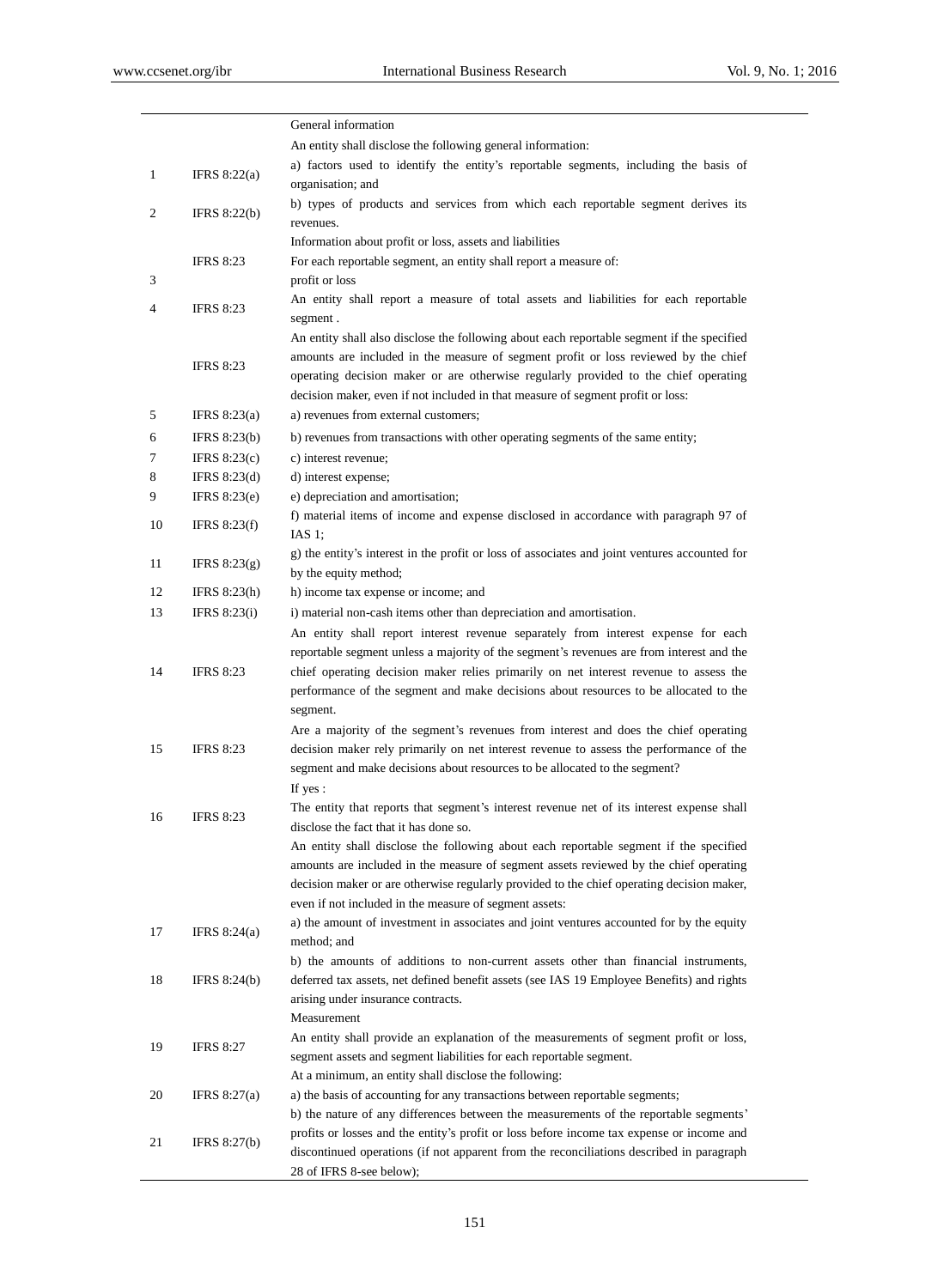|  |  | General information |
| --- | --- | --- |
|  |  | An entity shall disclose the following general information: |
| 1 | IFRS 8:22(a) | a) factors used to identify the entity's reportable segments, including the basis of organisation; and |
| 2 | IFRS 8:22(b) | b) types of products and services from which each reportable segment derives its revenues. |
|  |  | Information about profit or loss, assets and liabilities |
|  | IFRS 8:23 | For each reportable segment, an entity shall report a measure of: |
| 3 |  | profit or loss |
| 4 | IFRS 8:23 | An entity shall report a measure of total assets and liabilities for each reportable segment . |
|  | IFRS 8:23 | An entity shall also disclose the following about each reportable segment if the specified amounts are included in the measure of segment profit or loss reviewed by the chief operating decision maker or are otherwise regularly provided to the chief operating decision maker, even if not included in that measure of segment profit or loss: |
| 5 | IFRS 8:23(a) | a) revenues from external customers; |
| 6 | IFRS 8:23(b) | b) revenues from transactions with other operating segments of the same entity; |
| 7 | IFRS 8:23(c) | c) interest revenue; |
| 8 | IFRS 8:23(d) | d) interest expense; |
| 9 | IFRS 8:23(e) | e) depreciation and amortisation; |
| 10 | IFRS 8:23(f) | f) material items of income and expense disclosed in accordance with paragraph 97 of IAS 1; |
| 11 | IFRS 8:23(g) | g) the entity's interest in the profit or loss of associates and joint ventures accounted for by the equity method; |
| 12 | IFRS 8:23(h) | h) income tax expense or income; and |
| 13 | IFRS 8:23(i) | i) material non-cash items other than depreciation and amortisation. |
| 14 | IFRS 8:23 | An entity shall report interest revenue separately from interest expense for each reportable segment unless a majority of the segment's revenues are from interest and the chief operating decision maker relies primarily on net interest revenue to assess the performance of the segment and make decisions about resources to be allocated to the segment. |
| 15 | IFRS 8:23 | Are a majority of the segment's revenues from interest and does the chief operating decision maker rely primarily on net interest revenue to assess the performance of the segment and make decisions about resources to be allocated to the segment? |
| 16 | IFRS 8:23 | If yes : The entity that reports that segment's interest revenue net of its interest expense shall disclose the fact that it has done so. |
|  |  | An entity shall disclose the following about each reportable segment if the specified amounts are included in the measure of segment assets reviewed by the chief operating decision maker or are otherwise regularly provided to the chief operating decision maker, even if not included in the measure of segment assets: |
| 17 | IFRS 8:24(a) | a) the amount of investment in associates and joint ventures accounted for by the equity method; and |
| 18 | IFRS 8:24(b) | b) the amounts of additions to non-current assets other than financial instruments, deferred tax assets, net defined benefit assets (see IAS 19 Employee Benefits) and rights arising under insurance contracts. |
|  |  | Measurement |
| 19 | IFRS 8:27 | An entity shall provide an explanation of the measurements of segment profit or loss, segment assets and segment liabilities for each reportable segment. |
|  |  | At a minimum, an entity shall disclose the following: |
| 20 | IFRS 8:27(a) | a) the basis of accounting for any transactions between reportable segments; |
| 21 | IFRS 8:27(b) | b) the nature of any differences between the measurements of the reportable segments' profits or losses and the entity's profit or loss before income tax expense or income and discontinued operations (if not apparent from the reconciliations described in paragraph 28 of IFRS 8-see below); |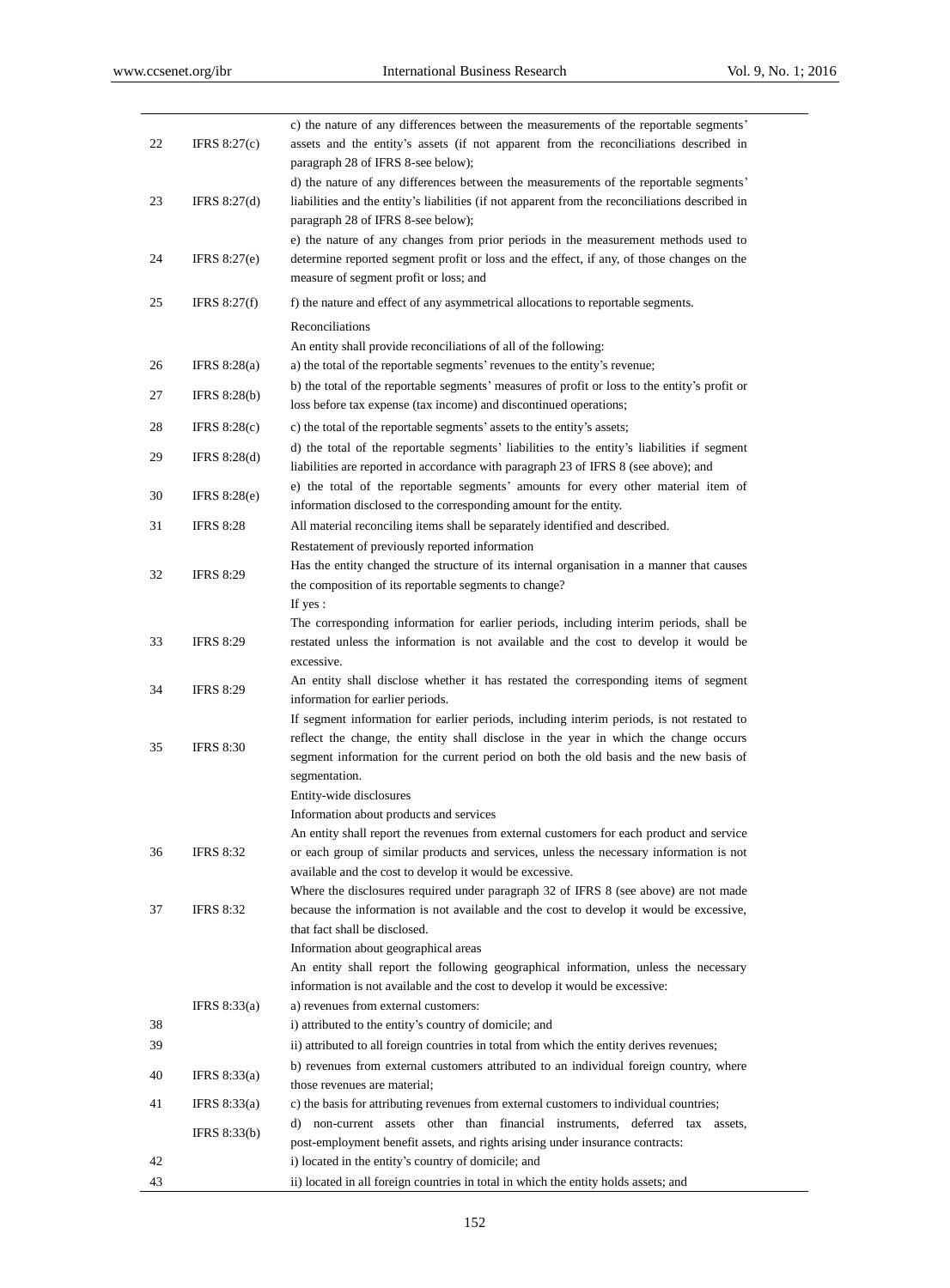| | | |
|---|---|---|
| 22 | IFRS 8:27(c) | c) the nature of any differences between the measurements of the reportable segments' assets and the entity's assets (if not apparent from the reconciliations described in paragraph 28 of IFRS 8-see below); |
| 23 | IFRS 8:27(d) | d) the nature of any differences between the measurements of the reportable segments' liabilities and the entity's liabilities (if not apparent from the reconciliations described in paragraph 28 of IFRS 8-see below); |
| 24 | IFRS 8:27(e) | e) the nature of any changes from prior periods in the measurement methods used to determine reported segment profit or loss and the effect, if any, of those changes on the measure of segment profit or loss; and |
| 25 | IFRS 8:27(f) | f) the nature and effect of any asymmetrical allocations to reportable segments. |
| | | Reconciliations |
| | | An entity shall provide reconciliations of all of the following: |
| 26 | IFRS 8:28(a) | a) the total of the reportable segments' revenues to the entity's revenue; |
| 27 | IFRS 8:28(b) | b) the total of the reportable segments' measures of profit or loss to the entity's profit or loss before tax expense (tax income) and discontinued operations; |
| 28 | IFRS 8:28(c) | c) the total of the reportable segments' assets to the entity's assets; |
| 29 | IFRS 8:28(d) | d) the total of the reportable segments' liabilities to the entity's liabilities if segment liabilities are reported in accordance with paragraph 23 of IFRS 8 (see above); and |
| 30 | IFRS 8:28(e) | e) the total of the reportable segments' amounts for every other material item of information disclosed to the corresponding amount for the entity. |
| 31 | IFRS 8:28 | All material reconciling items shall be separately identified and described. |
| | | Restatement of previously reported information |
| 32 | IFRS 8:29 | Has the entity changed the structure of its internal organisation in a manner that causes the composition of its reportable segments to change? |
| | | If yes : |
| 33 | IFRS 8:29 | The corresponding information for earlier periods, including interim periods, shall be restated unless the information is not available and the cost to develop it would be excessive. |
| 34 | IFRS 8:29 | An entity shall disclose whether it has restated the corresponding items of segment information for earlier periods. |
| 35 | IFRS 8:30 | If segment information for earlier periods, including interim periods, is not restated to reflect the change, the entity shall disclose in the year in which the change occurs segment information for the current period on both the old basis and the new basis of segmentation. |
| | | Entity-wide disclosures |
| | | Information about products and services |
| 36 | IFRS 8:32 | An entity shall report the revenues from external customers for each product and service or each group of similar products and services, unless the necessary information is not available and the cost to develop it would be excessive. |
| 37 | IFRS 8:32 | Where the disclosures required under paragraph 32 of IFRS 8 (see above) are not made because the information is not available and the cost to develop it would be excessive, that fact shall be disclosed. |
| | | Information about geographical areas |
| | | An entity shall report the following geographical information, unless the necessary information is not available and the cost to develop it would be excessive: |
| | IFRS 8:33(a) | a) revenues from external customers: |
| 38 | | i) attributed to the entity's country of domicile; and |
| 39 | | ii) attributed to all foreign countries in total from which the entity derives revenues; |
| 40 | IFRS 8:33(a) | b) revenues from external customers attributed to an individual foreign country, where those revenues are material; |
| 41 | IFRS 8:33(a) | c) the basis for attributing revenues from external customers to individual countries; |
| | IFRS 8:33(b) | d) non-current assets other than financial instruments, deferred tax assets, post-employment benefit assets, and rights arising under insurance contracts: |
| 42 | | i) located in the entity's country of domicile; and |
| 43 | | ii) located in all foreign countries in total in which the entity holds assets; and |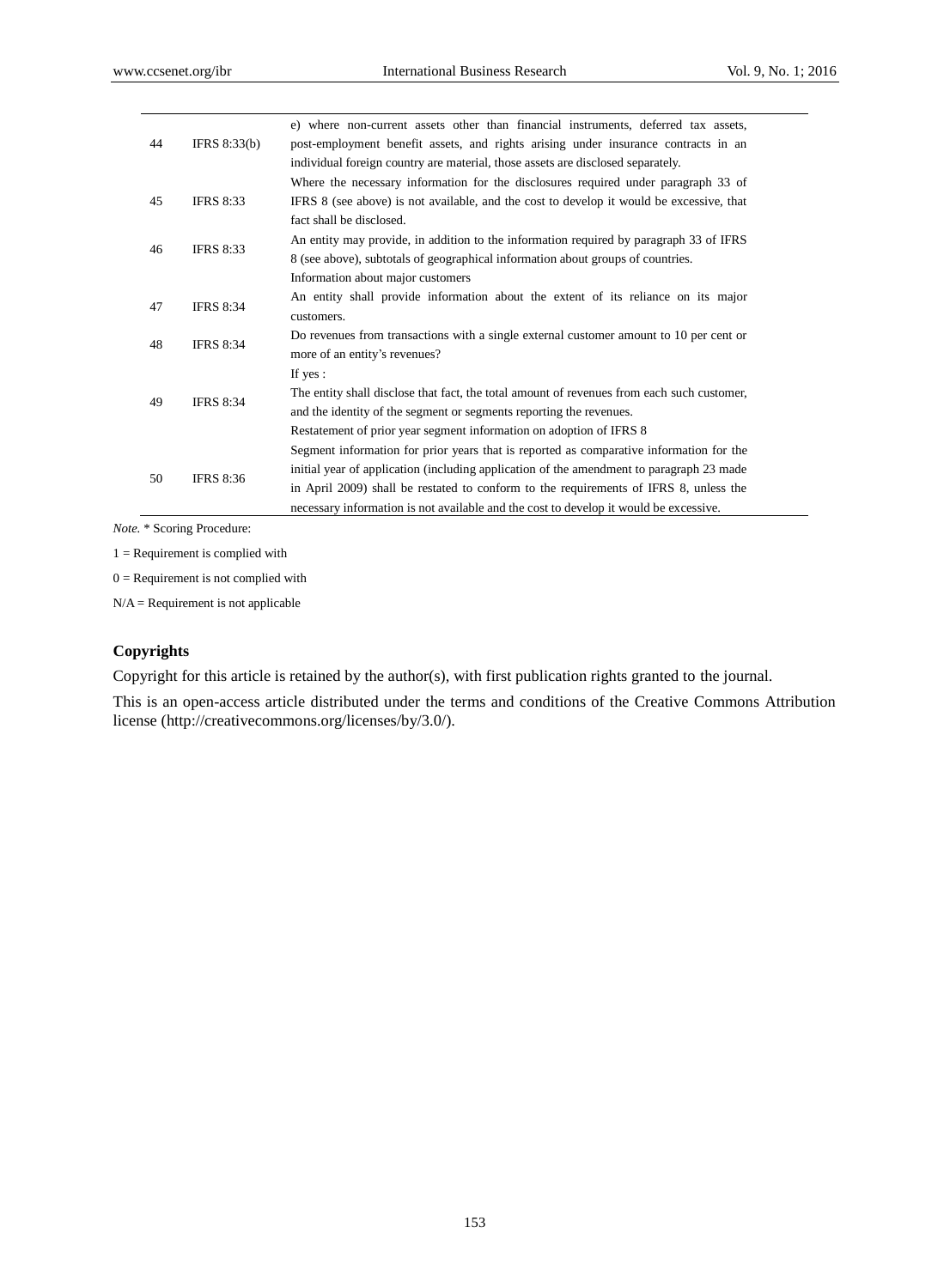| | | |
|---|---|---|
| 44 | IFRS 8:33(b) | e) where non-current assets other than financial instruments, deferred tax assets, post-employment benefit assets, and rights arising under insurance contracts in an individual foreign country are material, those assets are disclosed separately. |
| 45 | IFRS 8:33 | Where the necessary information for the disclosures required under paragraph 33 of IFRS 8 (see above) is not available, and the cost to develop it would be excessive, that fact shall be disclosed. |
| 46 | IFRS 8:33 | An entity may provide, in addition to the information required by paragraph 33 of IFRS 8 (see above), subtotals of geographical information about groups of countries. |
| | | Information about major customers |
| 47 | IFRS 8:34 | An entity shall provide information about the extent of its reliance on its major customers. |
| 48 | IFRS 8:34 | Do revenues from transactions with a single external customer amount to 10 per cent or more of an entity's revenues? |
| 49 | IFRS 8:34 | If yes : The entity shall disclose that fact, the total amount of revenues from each such customer, and the identity of the segment or segments reporting the revenues. |
| | | Restatement of prior year segment information on adoption of IFRS 8 |
| 50 | IFRS 8:36 | Segment information for prior years that is reported as comparative information for the initial year of application (including application of the amendment to paragraph 23 made in April 2009) shall be restated to conform to the requirements of IFRS 8, unless the necessary information is not available and the cost to develop it would be excessive. |

*Note.* * Scoring Procedure:

1 = Requirement is complied with

0 = Requirement is not complied with

N/A = Requirement is not applicable

## Copyrights

Copyright for this article is retained by the author(s), with first publication rights granted to the journal.

This is an open-access article distributed under the terms and conditions of the Creative Commons Attribution license (http://creativecommons.org/licenses/by/3.0/).